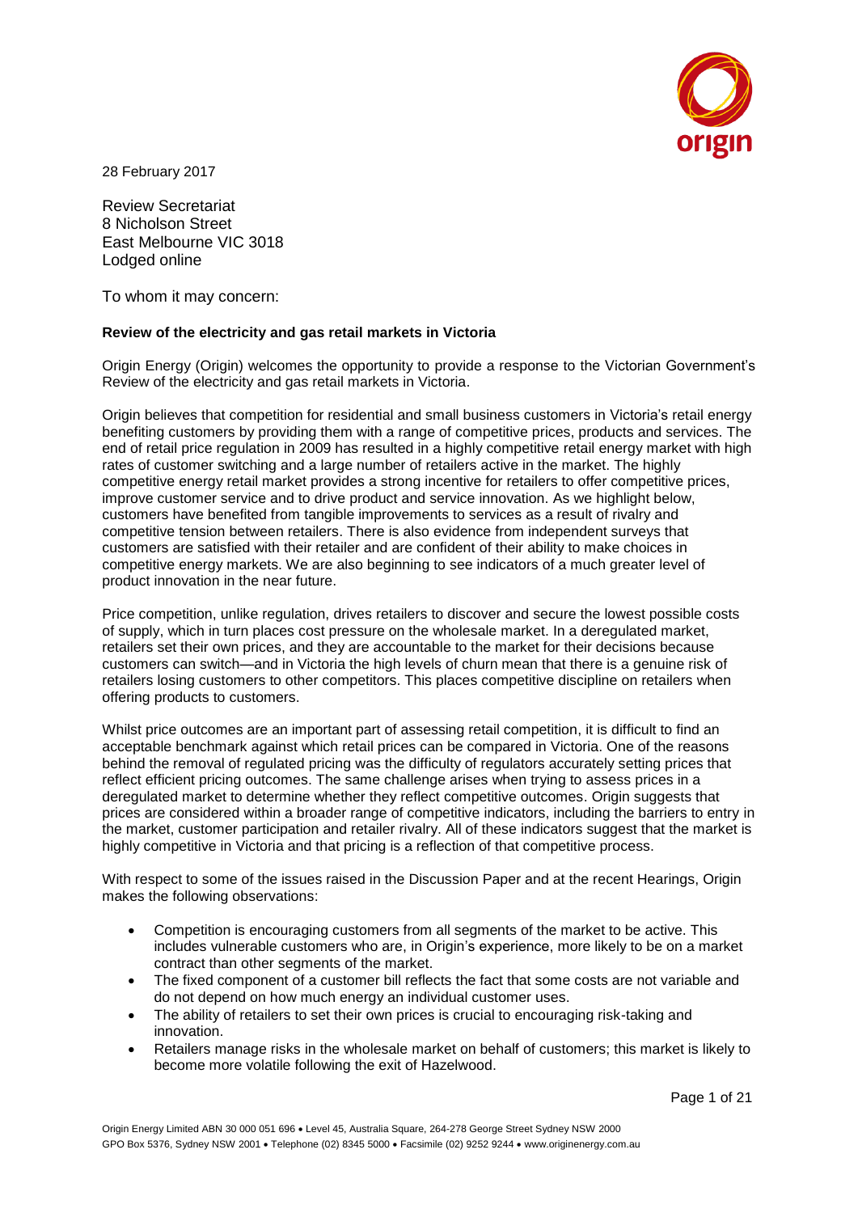28 February 2017

Review Secretariat
8 Nicholson Street
East Melbourne VIC 3018
Lodged online

To whom it may concern:

**Review of the electricity and gas retail markets in Victoria**

Origin Energy (Origin) welcomes the opportunity to provide a response to the Victorian Government's Review of the electricity and gas retail markets in Victoria.

Origin believes that competition for residential and small business customers in Victoria's retail energy benefiting customers by providing them with a range of competitive prices, products and services. The end of retail price regulation in 2009 has resulted in a highly competitive retail energy market with high rates of customer switching and a large number of retailers active in the market. The highly competitive energy retail market provides a strong incentive for retailers to offer competitive prices, improve customer service and to drive product and service innovation. As we highlight below, customers have benefited from tangible improvements to services as a result of rivalry and competitive tension between retailers. There is also evidence from independent surveys that customers are satisfied with their retailer and are confident of their ability to make choices in competitive energy markets. We are also beginning to see indicators of a much greater level of product innovation in the near future.

Price competition, unlike regulation, drives retailers to discover and secure the lowest possible costs of supply, which in turn places cost pressure on the wholesale market. In a deregulated market, retailers set their own prices, and they are accountable to the market for their decisions because customers can switch—and in Victoria the high levels of churn mean that there is a genuine risk of retailers losing customers to other competitors. This places competitive discipline on retailers when offering products to customers.

Whilst price outcomes are an important part of assessing retail competition, it is difficult to find an acceptable benchmark against which retail prices can be compared in Victoria. One of the reasons behind the removal of regulated pricing was the difficulty of regulators accurately setting prices that reflect efficient pricing outcomes. The same challenge arises when trying to assess prices in a deregulated market to determine whether they reflect competitive outcomes. Origin suggests that prices are considered within a broader range of competitive indicators, including the barriers to entry in the market, customer participation and retailer rivalry. All of these indicators suggest that the market is highly competitive in Victoria and that pricing is a reflection of that competitive process.

With respect to some of the issues raised in the Discussion Paper and at the recent Hearings, Origin makes the following observations:

- Competition is encouraging customers from all segments of the market to be active. This includes vulnerable customers who are, in Origin's experience, more likely to be on a market contract than other segments of the market.
- The fixed component of a customer bill reflects the fact that some costs are not variable and do not depend on how much energy an individual customer uses.
- The ability of retailers to set their own prices is crucial to encouraging risk-taking and innovation.
- Retailers manage risks in the wholesale market on behalf of customers; this market is likely to become more volatile following the exit of Hazelwood.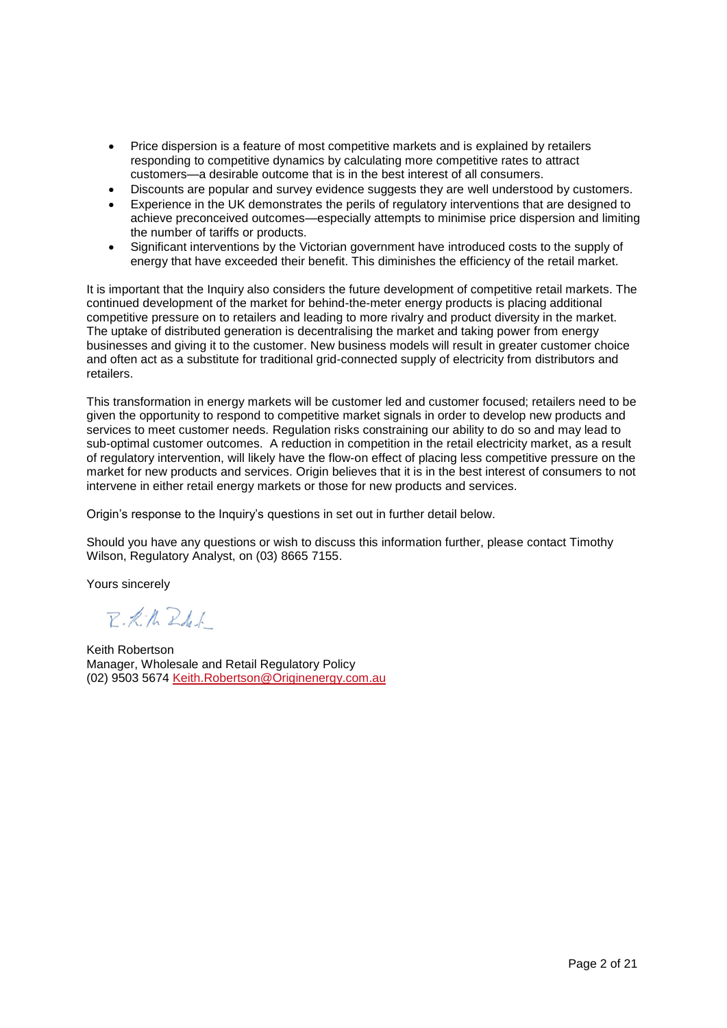- Price dispersion is a feature of most competitive markets and is explained by retailers responding to competitive dynamics by calculating more competitive rates to attract customers—a desirable outcome that is in the best interest of all consumers.
- Discounts are popular and survey evidence suggests they are well understood by customers.
- Experience in the UK demonstrates the perils of regulatory interventions that are designed to achieve preconceived outcomes—especially attempts to minimise price dispersion and limiting the number of tariffs or products.
- Significant interventions by the Victorian government have introduced costs to the supply of energy that have exceeded their benefit. This diminishes the efficiency of the retail market.

It is important that the Inquiry also considers the future development of competitive retail markets. The continued development of the market for behind-the-meter energy products is placing additional competitive pressure on to retailers and leading to more rivalry and product diversity in the market. The uptake of distributed generation is decentralising the market and taking power from energy businesses and giving it to the customer. New business models will result in greater customer choice and often act as a substitute for traditional grid-connected supply of electricity from distributors and retailers.

This transformation in energy markets will be customer led and customer focused; retailers need to be given the opportunity to respond to competitive market signals in order to develop new products and services to meet customer needs. Regulation risks constraining our ability to do so and may lead to sub-optimal customer outcomes. A reduction in competition in the retail electricity market, as a result of regulatory intervention, will likely have the flow-on effect of placing less competitive pressure on the market for new products and services. Origin believes that it is in the best interest of consumers to not intervene in either retail energy markets or those for new products and services.

Origin's response to the Inquiry's questions in set out in further detail below.

Should you have any questions or wish to discuss this information further, please contact Timothy Wilson, Regulatory Analyst, on (03) 8665 7155.

Yours sincerely

Keith Robertson
Manager, Wholesale and Retail Regulatory Policy
(02) 9503 5674 Keith.Robertson@Originenergy.com.au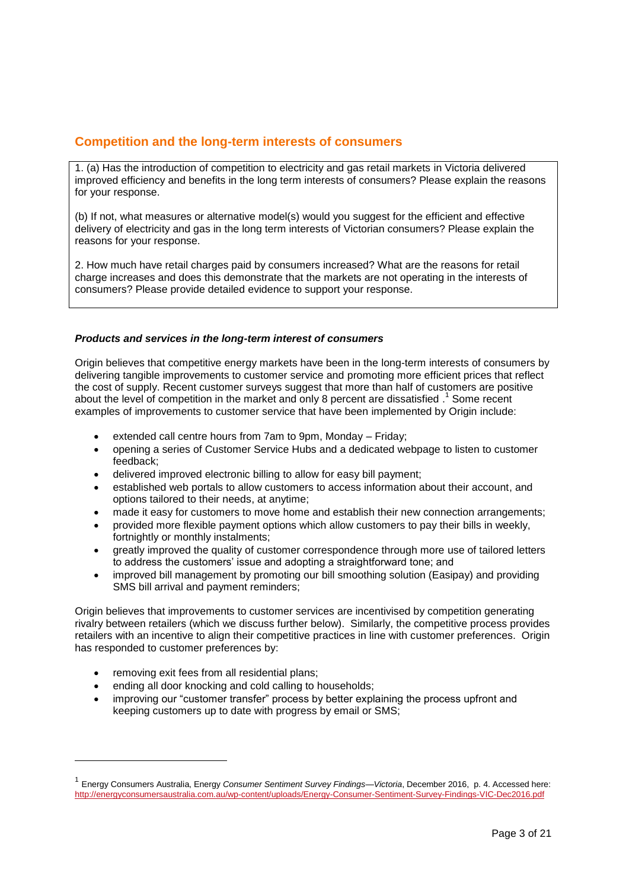## Competition and the long-term interests of consumers

> 1. (a) Has the introduction of competition to electricity and gas retail markets in Victoria delivered improved efficiency and benefits in the long term interests of consumers? Please explain the reasons for your response.
>
> (b) If not, what measures or alternative model(s) would you suggest for the efficient and effective delivery of electricity and gas in the long term interests of Victorian consumers? Please explain the reasons for your response.
>
> 2. How much have retail charges paid by consumers increased? What are the reasons for retail charge increases and does this demonstrate that the markets are not operating in the interests of consumers? Please provide detailed evidence to support your response.

### *Products and services in the long-term interest of consumers*

Origin believes that competitive energy markets have been in the long-term interests of consumers by delivering tangible improvements to customer service and promoting more efficient prices that reflect the cost of supply. Recent customer surveys suggest that more than half of customers are positive about the level of competition in the market and only 8 percent are dissatisfied .[1] Some recent examples of improvements to customer service that have been implemented by Origin include:

- extended call centre hours from 7am to 9pm, Monday – Friday;
- opening a series of Customer Service Hubs and a dedicated webpage to listen to customer feedback;
- delivered improved electronic billing to allow for easy bill payment;
- established web portals to allow customers to access information about their account, and options tailored to their needs, at anytime;
- made it easy for customers to move home and establish their new connection arrangements;
- provided more flexible payment options which allow customers to pay their bills in weekly, fortnightly or monthly instalments;
- greatly improved the quality of customer correspondence through more use of tailored letters to address the customers' issue and adopting a straightforward tone; and
- improved bill management by promoting our bill smoothing solution (Easipay) and providing SMS bill arrival and payment reminders;

Origin believes that improvements to customer services are incentivised by competition generating rivalry between retailers (which we discuss further below). Similarly, the competitive process provides retailers with an incentive to align their competitive practices in line with customer preferences. Origin has responded to customer preferences by:

- removing exit fees from all residential plans;
- ending all door knocking and cold calling to households;
- improving our "customer transfer" process by better explaining the process upfront and keeping customers up to date with progress by email or SMS;

---

[1] Energy Consumers Australia, Energy *Consumer Sentiment Survey Findings—Victoria*, December 2016, p. 4. Accessed here: http://energyconsumersaustralia.com.au/wp-content/uploads/Energy-Consumer-Sentiment-Survey-Findings-VIC-Dec2016.pdf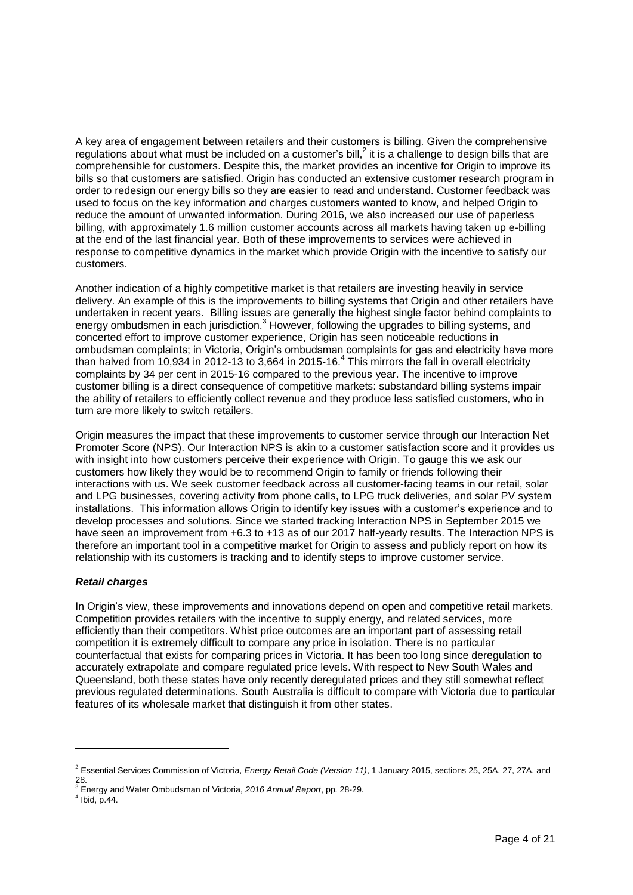A key area of engagement between retailers and their customers is billing. Given the comprehensive regulations about what must be included on a customer's bill,[2] it is a challenge to design bills that are comprehensible for customers. Despite this, the market provides an incentive for Origin to improve its bills so that customers are satisfied. Origin has conducted an extensive customer research program in order to redesign our energy bills so they are easier to read and understand. Customer feedback was used to focus on the key information and charges customers wanted to know, and helped Origin to reduce the amount of unwanted information. During 2016, we also increased our use of paperless billing, with approximately 1.6 million customer accounts across all markets having taken up e-billing at the end of the last financial year. Both of these improvements to services were achieved in response to competitive dynamics in the market which provide Origin with the incentive to satisfy our customers.

Another indication of a highly competitive market is that retailers are investing heavily in service delivery. An example of this is the improvements to billing systems that Origin and other retailers have undertaken in recent years. Billing issues are generally the highest single factor behind complaints to energy ombudsmen in each jurisdiction.[3] However, following the upgrades to billing systems, and concerted effort to improve customer experience, Origin has seen noticeable reductions in ombudsman complaints; in Victoria, Origin's ombudsman complaints for gas and electricity have more than halved from 10,934 in 2012-13 to 3,664 in 2015-16.[4] This mirrors the fall in overall electricity complaints by 34 per cent in 2015-16 compared to the previous year. The incentive to improve customer billing is a direct consequence of competitive markets: substandard billing systems impair the ability of retailers to efficiently collect revenue and they produce less satisfied customers, who in turn are more likely to switch retailers.

Origin measures the impact that these improvements to customer service through our Interaction Net Promoter Score (NPS). Our Interaction NPS is akin to a customer satisfaction score and it provides us with insight into how customers perceive their experience with Origin. To gauge this we ask our customers how likely they would be to recommend Origin to family or friends following their interactions with us. We seek customer feedback across all customer-facing teams in our retail, solar and LPG businesses, covering activity from phone calls, to LPG truck deliveries, and solar PV system installations. This information allows Origin to identify key issues with a customer's experience and to develop processes and solutions. Since we started tracking Interaction NPS in September 2015 we have seen an improvement from +6.3 to +13 as of our 2017 half-yearly results. The Interaction NPS is therefore an important tool in a competitive market for Origin to assess and publicly report on how its relationship with its customers is tracking and to identify steps to improve customer service.

### *Retail charges*

In Origin's view, these improvements and innovations depend on open and competitive retail markets. Competition provides retailers with the incentive to supply energy, and related services, more efficiently than their competitors. Whist price outcomes are an important part of assessing retail competition it is extremely difficult to compare any price in isolation. There is no particular counterfactual that exists for comparing prices in Victoria. It has been too long since deregulation to accurately extrapolate and compare regulated price levels. With respect to New South Wales and Queensland, both these states have only recently deregulated prices and they still somewhat reflect previous regulated determinations. South Australia is difficult to compare with Victoria due to particular features of its wholesale market that distinguish it from other states.

---

[2] Essential Services Commission of Victoria, *Energy Retail Code (Version 11)*, 1 January 2015, sections 25, 25A, 27, 27A, and 28.

[3] Energy and Water Ombudsman of Victoria, *2016 Annual Report*, pp. 28-29.

[4] Ibid, p.44.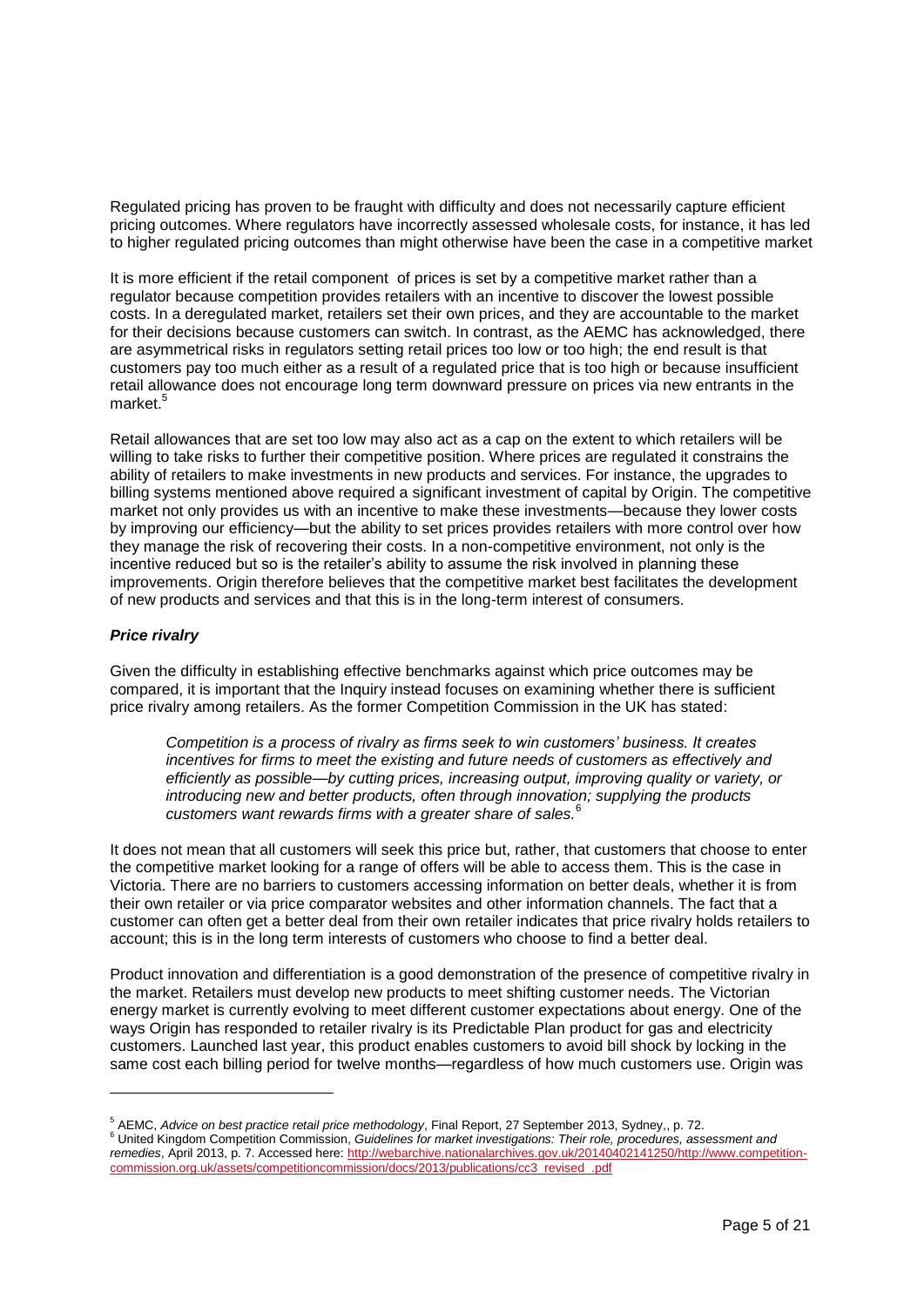Regulated pricing has proven to be fraught with difficulty and does not necessarily capture efficient pricing outcomes. Where regulators have incorrectly assessed wholesale costs, for instance, it has led to higher regulated pricing outcomes than might otherwise have been the case in a competitive market

It is more efficient if the retail component of prices is set by a competitive market rather than a regulator because competition provides retailers with an incentive to discover the lowest possible costs. In a deregulated market, retailers set their own prices, and they are accountable to the market for their decisions because customers can switch. In contrast, as the AEMC has acknowledged, there are asymmetrical risks in regulators setting retail prices too low or too high; the end result is that customers pay too much either as a result of a regulated price that is too high or because insufficient retail allowance does not encourage long term downward pressure on prices via new entrants in the market.[5]

Retail allowances that are set too low may also act as a cap on the extent to which retailers will be willing to take risks to further their competitive position. Where prices are regulated it constrains the ability of retailers to make investments in new products and services. For instance, the upgrades to billing systems mentioned above required a significant investment of capital by Origin. The competitive market not only provides us with an incentive to make these investments—because they lower costs by improving our efficiency—but the ability to set prices provides retailers with more control over how they manage the risk of recovering their costs. In a non-competitive environment, not only is the incentive reduced but so is the retailer's ability to assume the risk involved in planning these improvements. Origin therefore believes that the competitive market best facilitates the development of new products and services and that this is in the long-term interest of consumers.

### *Price rivalry*

Given the difficulty in establishing effective benchmarks against which price outcomes may be compared, it is important that the Inquiry instead focuses on examining whether there is sufficient price rivalry among retailers. As the former Competition Commission in the UK has stated:

> *Competition is a process of rivalry as firms seek to win customers' business. It creates incentives for firms to meet the existing and future needs of customers as effectively and efficiently as possible—by cutting prices, increasing output, improving quality or variety, or introducing new and better products, often through innovation; supplying the products customers want rewards firms with a greater share of sales.*[6]

It does not mean that all customers will seek this price but, rather, that customers that choose to enter the competitive market looking for a range of offers will be able to access them. This is the case in Victoria. There are no barriers to customers accessing information on better deals, whether it is from their own retailer or via price comparator websites and other information channels. The fact that a customer can often get a better deal from their own retailer indicates that price rivalry holds retailers to account; this is in the long term interests of customers who choose to find a better deal.

Product innovation and differentiation is a good demonstration of the presence of competitive rivalry in the market. Retailers must develop new products to meet shifting customer needs. The Victorian energy market is currently evolving to meet different customer expectations about energy. One of the ways Origin has responded to retailer rivalry is its Predictable Plan product for gas and electricity customers. Launched last year, this product enables customers to avoid bill shock by locking in the same cost each billing period for twelve months—regardless of how much customers use. Origin was

---

[5] AEMC, *Advice on best practice retail price methodology*, Final Report, 27 September 2013, Sydney,, p. 72.

[6] United Kingdom Competition Commission, *Guidelines for market investigations: Their role, procedures, assessment and remedies*, April 2013, p. 7. Accessed here: http://webarchive.nationalarchives.gov.uk/20140402141250/http://www.competition-commission.org.uk/assets/competitioncommission/docs/2013/publications/cc3_revised_.pdf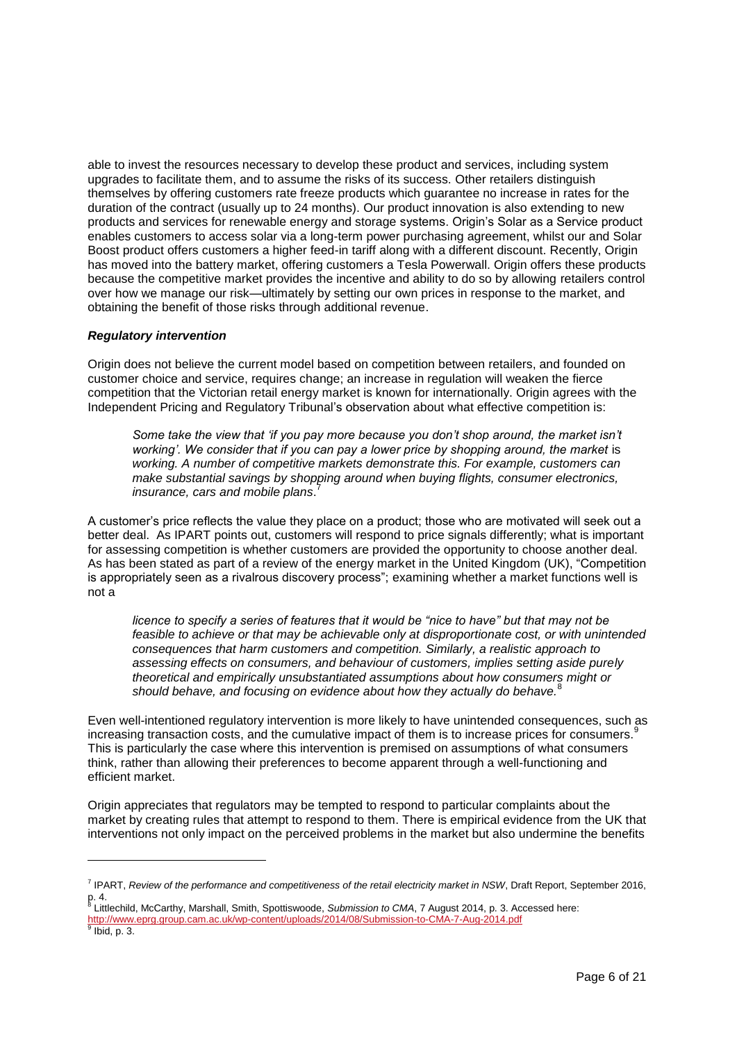able to invest the resources necessary to develop these product and services, including system upgrades to facilitate them, and to assume the risks of its success. Other retailers distinguish themselves by offering customers rate freeze products which guarantee no increase in rates for the duration of the contract (usually up to 24 months). Our product innovation is also extending to new products and services for renewable energy and storage systems. Origin's Solar as a Service product enables customers to access solar via a long-term power purchasing agreement, whilst our and Solar Boost product offers customers a higher feed-in tariff along with a different discount. Recently, Origin has moved into the battery market, offering customers a Tesla Powerwall. Origin offers these products because the competitive market provides the incentive and ability to do so by allowing retailers control over how we manage our risk—ultimately by setting our own prices in response to the market, and obtaining the benefit of those risks through additional revenue.

***Regulatory intervention***

Origin does not believe the current model based on competition between retailers, and founded on customer choice and service, requires change; an increase in regulation will weaken the fierce competition that the Victorian retail energy market is known for internationally. Origin agrees with the Independent Pricing and Regulatory Tribunal's observation about what effective competition is:

> *Some take the view that 'if you pay more because you don't shop around, the market isn't working'. We consider that if you can pay a lower price by shopping around, the market* is *working. A number of competitive markets demonstrate this. For example, customers can make substantial savings by shopping around when buying flights, consumer electronics, insurance, cars and mobile plans*.[7]

A customer's price reflects the value they place on a product; those who are motivated will seek out a better deal. As IPART points out, customers will respond to price signals differently; what is important for assessing competition is whether customers are provided the opportunity to choose another deal. As has been stated as part of a review of the energy market in the United Kingdom (UK), "Competition is appropriately seen as a rivalrous discovery process"; examining whether a market functions well is not a

> *licence to specify a series of features that it would be "nice to have" but that may not be feasible to achieve or that may be achievable only at disproportionate cost, or with unintended consequences that harm customers and competition. Similarly, a realistic approach to assessing effects on consumers, and behaviour of customers, implies setting aside purely theoretical and empirically unsubstantiated assumptions about how consumers might or should behave, and focusing on evidence about how they actually do behave.*[8]

Even well-intentioned regulatory intervention is more likely to have unintended consequences, such as increasing transaction costs, and the cumulative impact of them is to increase prices for consumers.[9] This is particularly the case where this intervention is premised on assumptions of what consumers think, rather than allowing their preferences to become apparent through a well-functioning and efficient market.

Origin appreciates that regulators may be tempted to respond to particular complaints about the market by creating rules that attempt to respond to them. There is empirical evidence from the UK that interventions not only impact on the perceived problems in the market but also undermine the benefits

---

[7] IPART, *Review of the performance and competitiveness of the retail electricity market in NSW*, Draft Report, September 2016, p. 4.

[8] Littlechild, McCarthy, Marshall, Smith, Spottiswoode, *Submission to CMA*, 7 August 2014, p. 3. Accessed here: http://www.eprg.group.cam.ac.uk/wp-content/uploads/2014/08/Submission-to-CMA-7-Aug-2014.pdf

[9] Ibid, p. 3.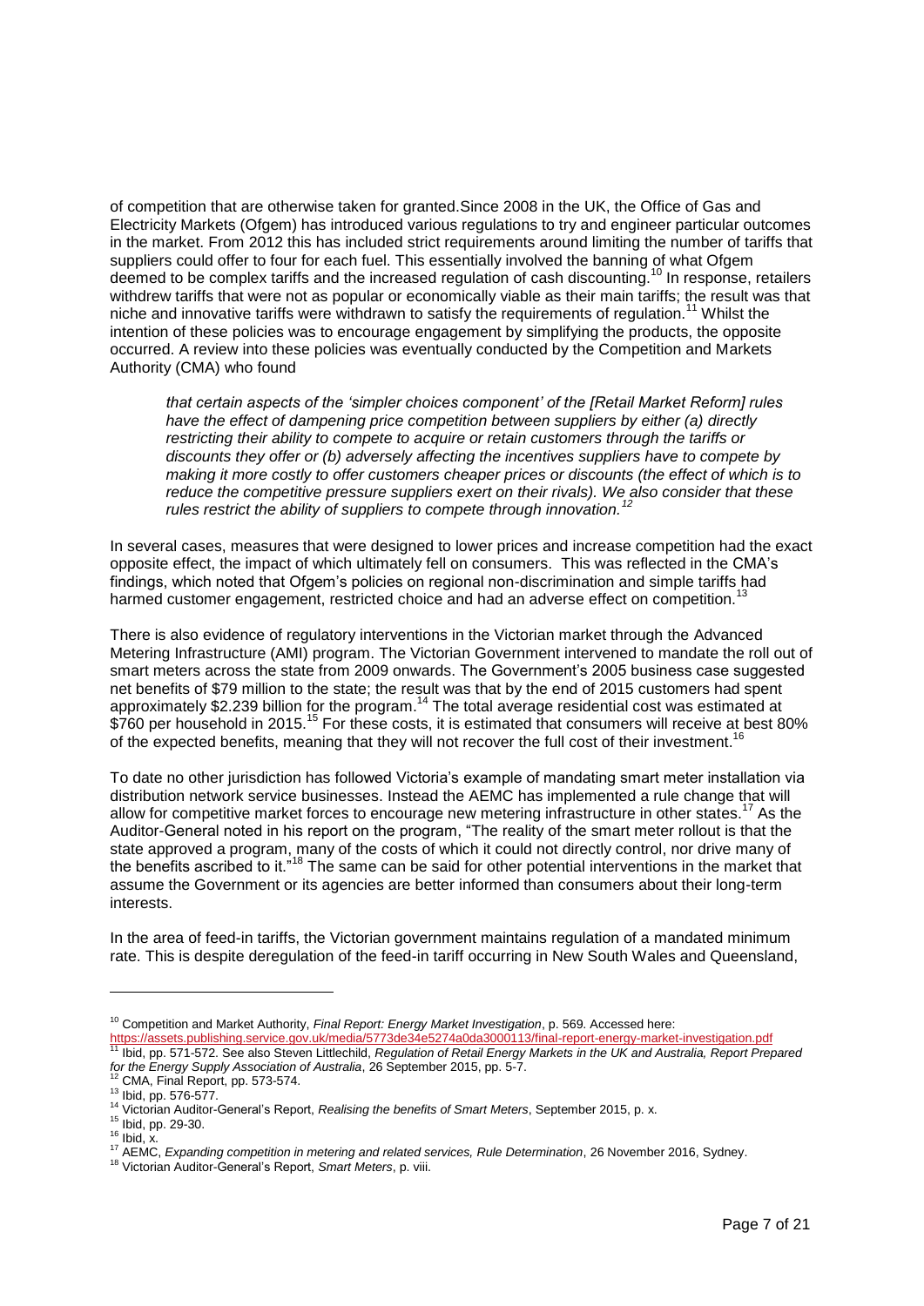of competition that are otherwise taken for granted.Since 2008 in the UK, the Office of Gas and Electricity Markets (Ofgem) has introduced various regulations to try and engineer particular outcomes in the market. From 2012 this has included strict requirements around limiting the number of tariffs that suppliers could offer to four for each fuel. This essentially involved the banning of what Ofgem deemed to be complex tariffs and the increased regulation of cash discounting.[10] In response, retailers withdrew tariffs that were not as popular or economically viable as their main tariffs; the result was that niche and innovative tariffs were withdrawn to satisfy the requirements of regulation.[11] Whilst the intention of these policies was to encourage engagement by simplifying the products, the opposite occurred. A review into these policies was eventually conducted by the Competition and Markets Authority (CMA) who found

> *that certain aspects of the 'simpler choices component' of the [Retail Market Reform] rules have the effect of dampening price competition between suppliers by either (a) directly restricting their ability to compete to acquire or retain customers through the tariffs or discounts they offer or (b) adversely affecting the incentives suppliers have to compete by making it more costly to offer customers cheaper prices or discounts (the effect of which is to reduce the competitive pressure suppliers exert on their rivals). We also consider that these rules restrict the ability of suppliers to compete through innovation.*[12]

In several cases, measures that were designed to lower prices and increase competition had the exact opposite effect, the impact of which ultimately fell on consumers. This was reflected in the CMA's findings, which noted that Ofgem's policies on regional non-discrimination and simple tariffs had harmed customer engagement, restricted choice and had an adverse effect on competition.[13]

There is also evidence of regulatory interventions in the Victorian market through the Advanced Metering Infrastructure (AMI) program. The Victorian Government intervened to mandate the roll out of smart meters across the state from 2009 onwards. The Government's 2005 business case suggested net benefits of $79 million to the state; the result was that by the end of 2015 customers had spent approximately $2.239 billion for the program.[14] The total average residential cost was estimated at $760 per household in 2015.[15] For these costs, it is estimated that consumers will receive at best 80% of the expected benefits, meaning that they will not recover the full cost of their investment.[16]

To date no other jurisdiction has followed Victoria's example of mandating smart meter installation via distribution network service businesses. Instead the AEMC has implemented a rule change that will allow for competitive market forces to encourage new metering infrastructure in other states.[17] As the Auditor-General noted in his report on the program, "The reality of the smart meter rollout is that the state approved a program, many of the costs of which it could not directly control, nor drive many of the benefits ascribed to it."[18] The same can be said for other potential interventions in the market that assume the Government or its agencies are better informed than consumers about their long-term interests.

In the area of feed-in tariffs, the Victorian government maintains regulation of a mandated minimum rate. This is despite deregulation of the feed-in tariff occurring in New South Wales and Queensland,

---

[10] Competition and Market Authority, *Final Report: Energy Market Investigation*, p. 569. Accessed here: https://assets.publishing.service.gov.uk/media/5773de34e5274a0da3000113/final-report-energy-market-investigation.pdf

[11] Ibid, pp. 571-572. See also Steven Littlechild, *Regulation of Retail Energy Markets in the UK and Australia, Report Prepared for the Energy Supply Association of Australia*, 26 September 2015, pp. 5-7.

[12] CMA, Final Report, pp. 573-574.

[13] Ibid, pp. 576-577.

[14] Victorian Auditor-General's Report, *Realising the benefits of Smart Meters*, September 2015, p. x.

[15] Ibid, pp. 29-30.

[16] Ibid, x.

[17] AEMC, *Expanding competition in metering and related services, Rule Determination*, 26 November 2016, Sydney.

[18] Victorian Auditor-General's Report, *Smart Meters*, p. viii.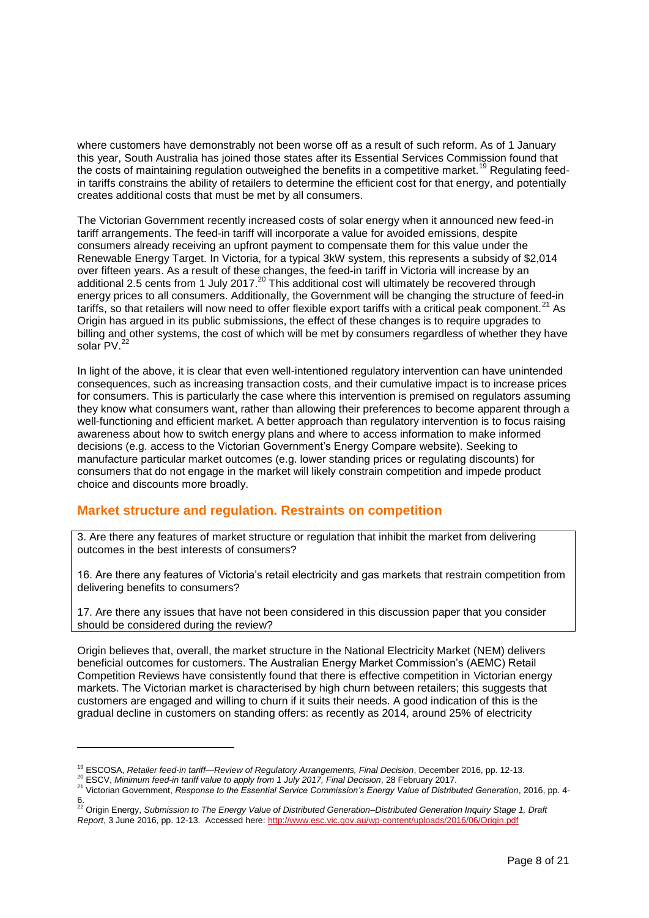where customers have demonstrably not been worse off as a result of such reform. As of 1 January this year, South Australia has joined those states after its Essential Services Commission found that the costs of maintaining regulation outweighed the benefits in a competitive market.[19] Regulating feed-in tariffs constrains the ability of retailers to determine the efficient cost for that energy, and potentially creates additional costs that must be met by all consumers.

The Victorian Government recently increased costs of solar energy when it announced new feed-in tariff arrangements. The feed-in tariff will incorporate a value for avoided emissions, despite consumers already receiving an upfront payment to compensate them for this value under the Renewable Energy Target. In Victoria, for a typical 3kW system, this represents a subsidy of $2,014 over fifteen years. As a result of these changes, the feed-in tariff in Victoria will increase by an additional 2.5 cents from 1 July 2017.[20] This additional cost will ultimately be recovered through energy prices to all consumers. Additionally, the Government will be changing the structure of feed-in tariffs, so that retailers will now need to offer flexible export tariffs with a critical peak component.[21] As Origin has argued in its public submissions, the effect of these changes is to require upgrades to billing and other systems, the cost of which will be met by consumers regardless of whether they have solar PV.[22]

In light of the above, it is clear that even well-intentioned regulatory intervention can have unintended consequences, such as increasing transaction costs, and their cumulative impact is to increase prices for consumers. This is particularly the case where this intervention is premised on regulators assuming they know what consumers want, rather than allowing their preferences to become apparent through a well-functioning and efficient market. A better approach than regulatory intervention is to focus raising awareness about how to switch energy plans and where to access information to make informed decisions (e.g. access to the Victorian Government's Energy Compare website). Seeking to manufacture particular market outcomes (e.g. lower standing prices or regulating discounts) for consumers that do not engage in the market will likely constrain competition and impede product choice and discounts more broadly.

## Market structure and regulation. Restraints on competition

3. Are there any features of market structure or regulation that inhibit the market from delivering outcomes in the best interests of consumers?

16. Are there any features of Victoria's retail electricity and gas markets that restrain competition from delivering benefits to consumers?

17. Are there any issues that have not been considered in this discussion paper that you consider should be considered during the review?

Origin believes that, overall, the market structure in the National Electricity Market (NEM) delivers beneficial outcomes for customers. The Australian Energy Market Commission's (AEMC) Retail Competition Reviews have consistently found that there is effective competition in Victorian energy markets. The Victorian market is characterised by high churn between retailers; this suggests that customers are engaged and willing to churn if it suits their needs. A good indication of this is the gradual decline in customers on standing offers: as recently as 2014, around 25% of electricity

---

[19] ESCOSA, *Retailer feed-in tariff—Review of Regulatory Arrangements, Final Decision*, December 2016, pp. 12-13.

[20] ESCV, *Minimum feed-in tariff value to apply from 1 July 2017, Final Decision*, 28 February 2017.

[21] Victorian Government, *Response to the Essential Service Commission's Energy Value of Distributed Generation*, 2016, pp. 4-6.

[22] Origin Energy, *Submission to The Energy Value of Distributed Generation–Distributed Generation Inquiry Stage 1, Draft Report*, 3 June 2016, pp. 12-13. Accessed here: http://www.esc.vic.gov.au/wp-content/uploads/2016/06/Origin.pdf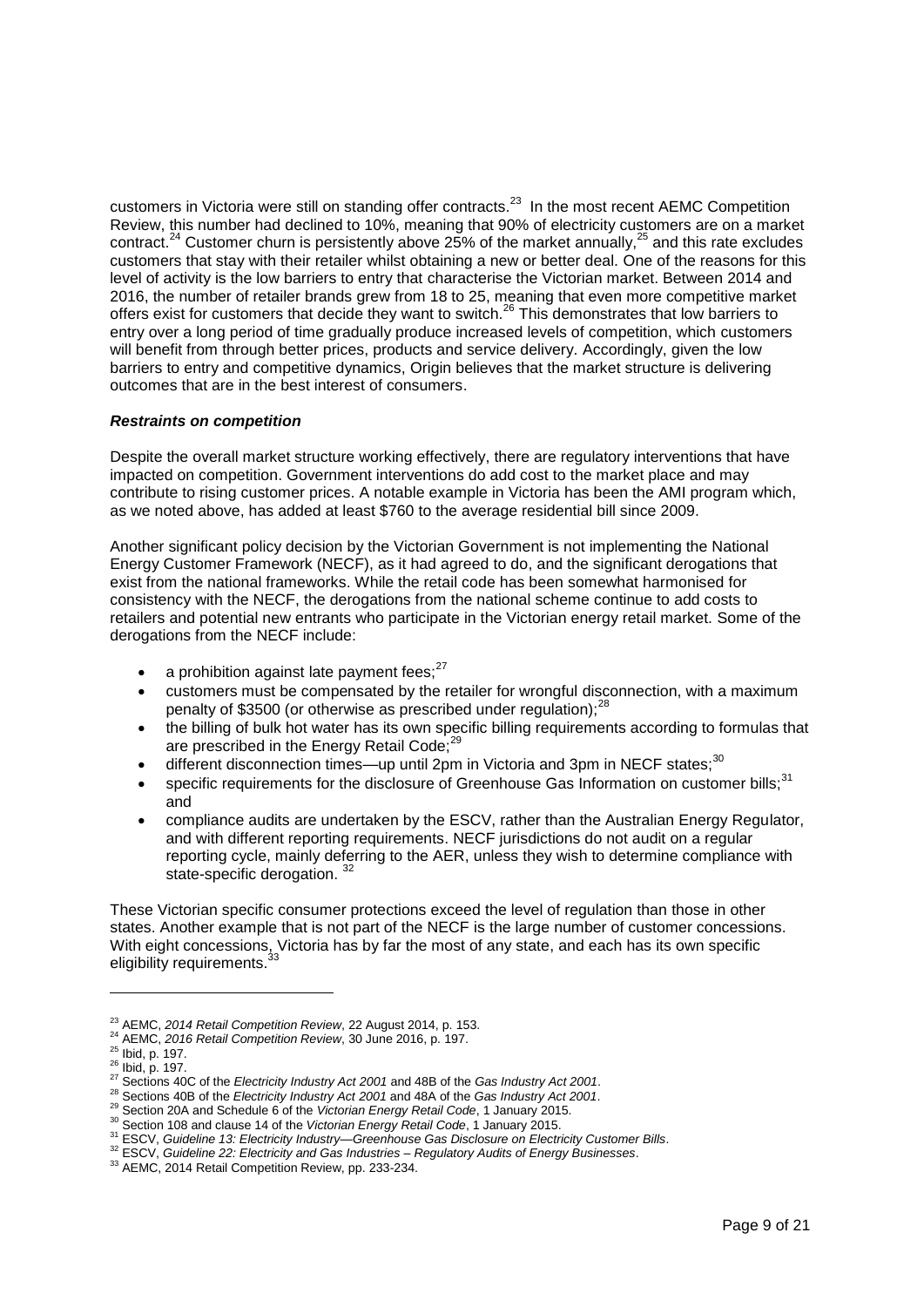customers in Victoria were still on standing offer contracts.[23] In the most recent AEMC Competition Review, this number had declined to 10%, meaning that 90% of electricity customers are on a market contract.[24] Customer churn is persistently above 25% of the market annually,[25] and this rate excludes customers that stay with their retailer whilst obtaining a new or better deal. One of the reasons for this level of activity is the low barriers to entry that characterise the Victorian market. Between 2014 and 2016, the number of retailer brands grew from 18 to 25, meaning that even more competitive market offers exist for customers that decide they want to switch.[26] This demonstrates that low barriers to entry over a long period of time gradually produce increased levels of competition, which customers will benefit from through better prices, products and service delivery. Accordingly, given the low barriers to entry and competitive dynamics, Origin believes that the market structure is delivering outcomes that are in the best interest of consumers.

***Restraints on competition***

Despite the overall market structure working effectively, there are regulatory interventions that have impacted on competition. Government interventions do add cost to the market place and may contribute to rising customer prices. A notable example in Victoria has been the AMI program which, as we noted above, has added at least $760 to the average residential bill since 2009.

Another significant policy decision by the Victorian Government is not implementing the National Energy Customer Framework (NECF), as it had agreed to do, and the significant derogations that exist from the national frameworks. While the retail code has been somewhat harmonised for consistency with the NECF, the derogations from the national scheme continue to add costs to retailers and potential new entrants who participate in the Victorian energy retail market. Some of the derogations from the NECF include:

- a prohibition against late payment fees;[27]
- customers must be compensated by the retailer for wrongful disconnection, with a maximum penalty of $3500 (or otherwise as prescribed under regulation);[28]
- the billing of bulk hot water has its own specific billing requirements according to formulas that are prescribed in the Energy Retail Code;[29]
- different disconnection times—up until 2pm in Victoria and 3pm in NECF states;[30]
- specific requirements for the disclosure of Greenhouse Gas Information on customer bills;[31] and
- compliance audits are undertaken by the ESCV, rather than the Australian Energy Regulator, and with different reporting requirements. NECF jurisdictions do not audit on a regular reporting cycle, mainly deferring to the AER, unless they wish to determine compliance with state-specific derogation. [32]

These Victorian specific consumer protections exceed the level of regulation than those in other states. Another example that is not part of the NECF is the large number of customer concessions. With eight concessions, Victoria has by far the most of any state, and each has its own specific eligibility requirements.[33]

---

[23] AEMC, *2014 Retail Competition Review*, 22 August 2014, p. 153.
[24] AEMC, *2016 Retail Competition Review*, 30 June 2016, p. 197.
[25] Ibid, p. 197.
[26] Ibid, p. 197.
[27] Sections 40C of the *Electricity Industry Act 2001* and 48B of the *Gas Industry Act 2001*.
[28] Sections 40B of the *Electricity Industry Act 2001* and 48A of the *Gas Industry Act 2001*.
[29] Section 20A and Schedule 6 of the *Victorian Energy Retail Code*, 1 January 2015.
[30] Section 108 and clause 14 of the *Victorian Energy Retail Code*, 1 January 2015.
[31] ESCV, *Guideline 13: Electricity Industry—Greenhouse Gas Disclosure on Electricity Customer Bills*.
[32] ESCV, *Guideline 22: Electricity and Gas Industries – Regulatory Audits of Energy Businesses*.
[33] AEMC, 2014 Retail Competition Review, pp. 233-234.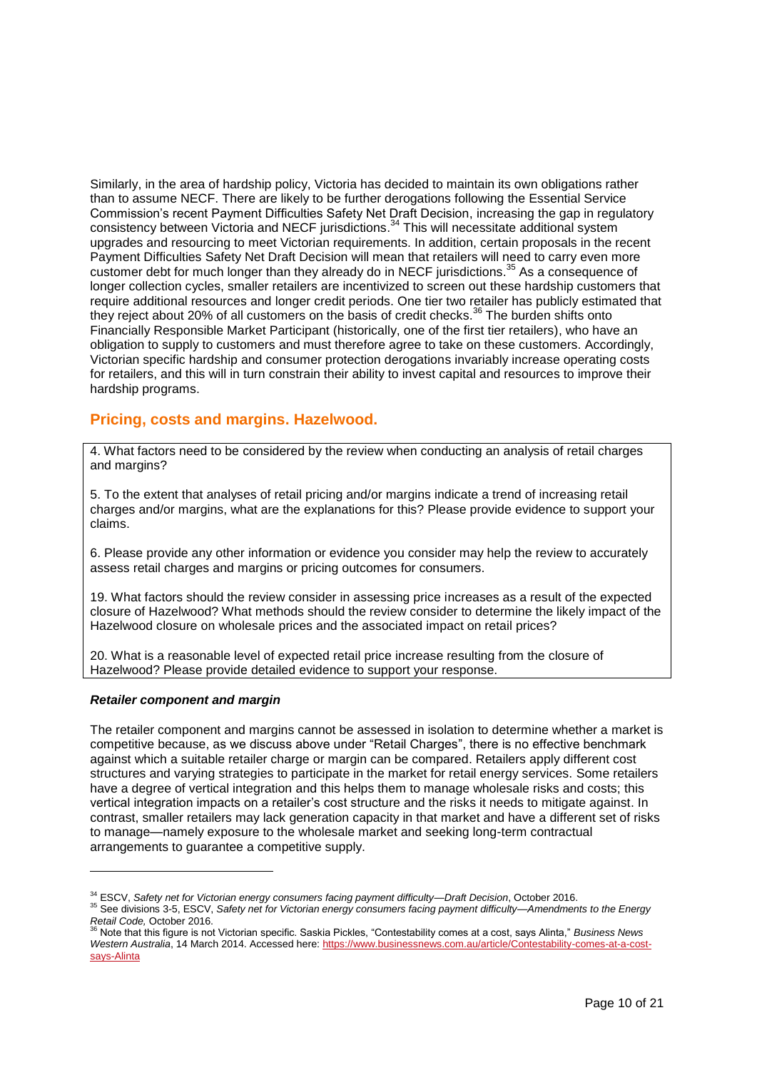Similarly, in the area of hardship policy, Victoria has decided to maintain its own obligations rather than to assume NECF. There are likely to be further derogations following the Essential Service Commission's recent Payment Difficulties Safety Net Draft Decision, increasing the gap in regulatory consistency between Victoria and NECF jurisdictions.[34] This will necessitate additional system upgrades and resourcing to meet Victorian requirements. In addition, certain proposals in the recent Payment Difficulties Safety Net Draft Decision will mean that retailers will need to carry even more customer debt for much longer than they already do in NECF jurisdictions.[35] As a consequence of longer collection cycles, smaller retailers are incentivized to screen out these hardship customers that require additional resources and longer credit periods. One tier two retailer has publicly estimated that they reject about 20% of all customers on the basis of credit checks.[36] The burden shifts onto Financially Responsible Market Participant (historically, one of the first tier retailers), who have an obligation to supply to customers and must therefore agree to take on these customers. Accordingly, Victorian specific hardship and consumer protection derogations invariably increase operating costs for retailers, and this will in turn constrain their ability to invest capital and resources to improve their hardship programs.

## Pricing, costs and margins. Hazelwood.

> 4. What factors need to be considered by the review when conducting an analysis of retail charges and margins?
>
> 5. To the extent that analyses of retail pricing and/or margins indicate a trend of increasing retail charges and/or margins, what are the explanations for this? Please provide evidence to support your claims.
>
> 6. Please provide any other information or evidence you consider may help the review to accurately assess retail charges and margins or pricing outcomes for consumers.
>
> 19. What factors should the review consider in assessing price increases as a result of the expected closure of Hazelwood? What methods should the review consider to determine the likely impact of the Hazelwood closure on wholesale prices and the associated impact on retail prices?
>
> 20. What is a reasonable level of expected retail price increase resulting from the closure of Hazelwood? Please provide detailed evidence to support your response.

### *Retailer component and margin*

The retailer component and margins cannot be assessed in isolation to determine whether a market is competitive because, as we discuss above under "Retail Charges", there is no effective benchmark against which a suitable retailer charge or margin can be compared. Retailers apply different cost structures and varying strategies to participate in the market for retail energy services. Some retailers have a degree of vertical integration and this helps them to manage wholesale risks and costs; this vertical integration impacts on a retailer's cost structure and the risks it needs to mitigate against. In contrast, smaller retailers may lack generation capacity in that market and have a different set of risks to manage—namely exposure to the wholesale market and seeking long-term contractual arrangements to guarantee a competitive supply.

---

[34] ESCV, *Safety net for Victorian energy consumers facing payment difficulty—Draft Decision*, October 2016.

[35] See divisions 3-5, ESCV, *Safety net for Victorian energy consumers facing payment difficulty—Amendments to the Energy Retail Code,* October 2016.

[36] Note that this figure is not Victorian specific. Saskia Pickles, "Contestability comes at a cost, says Alinta," *Business News Western Australia*, 14 March 2014. Accessed here: https://www.businessnews.com.au/article/Contestability-comes-at-a-cost-says-Alinta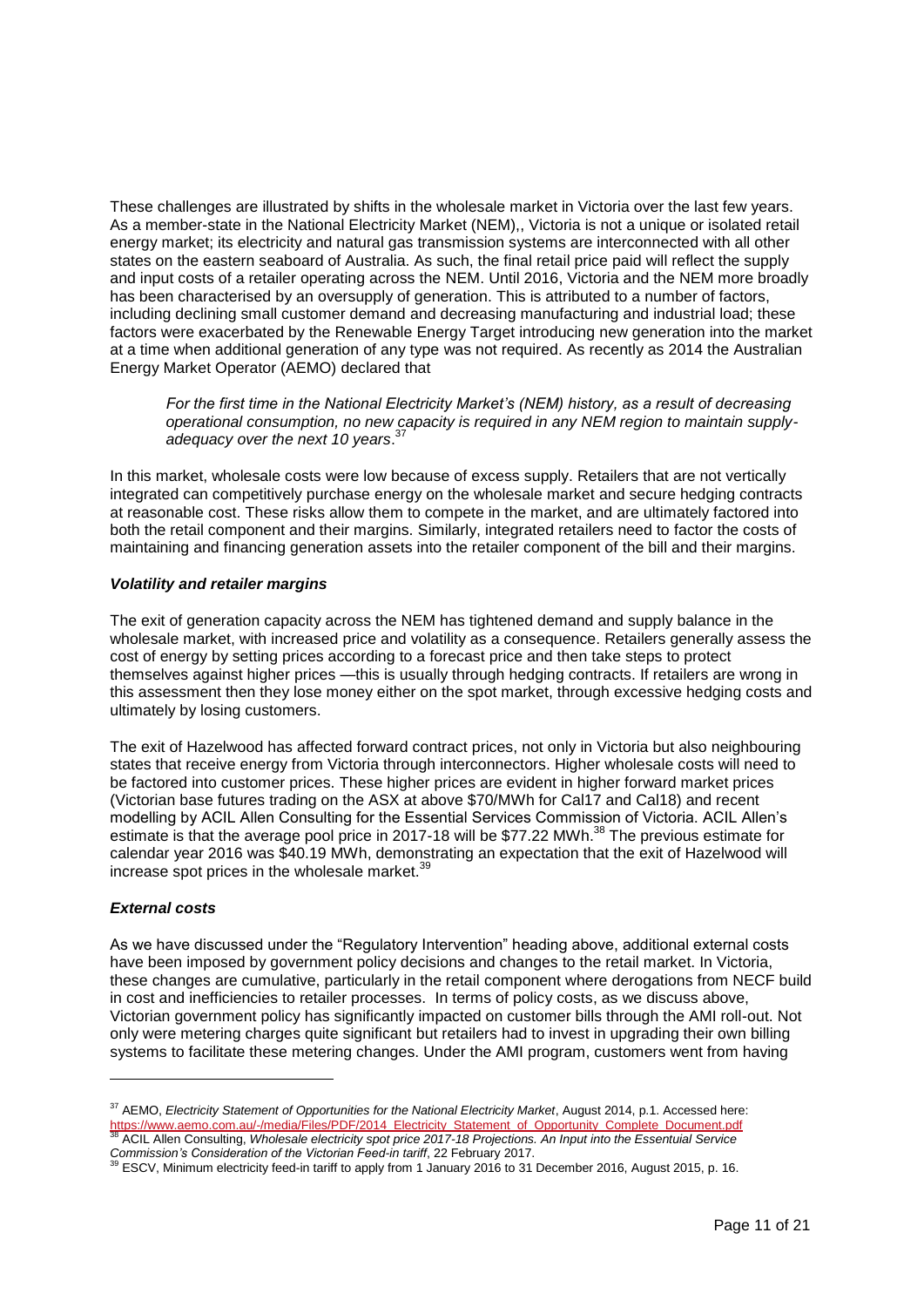These challenges are illustrated by shifts in the wholesale market in Victoria over the last few years. As a member-state in the National Electricity Market (NEM),, Victoria is not a unique or isolated retail energy market; its electricity and natural gas transmission systems are interconnected with all other states on the eastern seaboard of Australia. As such, the final retail price paid will reflect the supply and input costs of a retailer operating across the NEM. Until 2016, Victoria and the NEM more broadly has been characterised by an oversupply of generation. This is attributed to a number of factors, including declining small customer demand and decreasing manufacturing and industrial load; these factors were exacerbated by the Renewable Energy Target introducing new generation into the market at a time when additional generation of any type was not required. As recently as 2014 the Australian Energy Market Operator (AEMO) declared that

> *For the first time in the National Electricity Market's (NEM) history, as a result of decreasing operational consumption, no new capacity is required in any NEM region to maintain supply-adequacy over the next 10 years*.[37]

In this market, wholesale costs were low because of excess supply. Retailers that are not vertically integrated can competitively purchase energy on the wholesale market and secure hedging contracts at reasonable cost. These risks allow them to compete in the market, and are ultimately factored into both the retail component and their margins. Similarly, integrated retailers need to factor the costs of maintaining and financing generation assets into the retailer component of the bill and their margins.

### *Volatility and retailer margins*

The exit of generation capacity across the NEM has tightened demand and supply balance in the wholesale market, with increased price and volatility as a consequence. Retailers generally assess the cost of energy by setting prices according to a forecast price and then take steps to protect themselves against higher prices —this is usually through hedging contracts. If retailers are wrong in this assessment then they lose money either on the spot market, through excessive hedging costs and ultimately by losing customers.

The exit of Hazelwood has affected forward contract prices, not only in Victoria but also neighbouring states that receive energy from Victoria through interconnectors. Higher wholesale costs will need to be factored into customer prices. These higher prices are evident in higher forward market prices (Victorian base futures trading on the ASX at above $70/MWh for Cal17 and Cal18) and recent modelling by ACIL Allen Consulting for the Essential Services Commission of Victoria. ACIL Allen's estimate is that the average pool price in 2017-18 will be $77.22 MWh.[38] The previous estimate for calendar year 2016 was $40.19 MWh, demonstrating an expectation that the exit of Hazelwood will increase spot prices in the wholesale market.[39]

### *External costs*

As we have discussed under the "Regulatory Intervention" heading above, additional external costs have been imposed by government policy decisions and changes to the retail market. In Victoria, these changes are cumulative, particularly in the retail component where derogations from NECF build in cost and inefficiencies to retailer processes. In terms of policy costs, as we discuss above, Victorian government policy has significantly impacted on customer bills through the AMI roll-out. Not only were metering charges quite significant but retailers had to invest in upgrading their own billing systems to facilitate these metering changes. Under the AMI program, customers went from having

---

[37] AEMO, *Electricity Statement of Opportunities for the National Electricity Market*, August 2014, p.1. Accessed here: https://www.aemo.com.au/-/media/Files/PDF/2014_Electricity_Statement_of_Opportunity_Complete_Document.pdf

[38] ACIL Allen Consulting, *Wholesale electricity spot price 2017-18 Projections. An Input into the Essentuial Service Commission's Consideration of the Victorian Feed-in tariff*, 22 February 2017.

[39] ESCV, Minimum electricity feed-in tariff to apply from 1 January 2016 to 31 December 2016, August 2015, p. 16.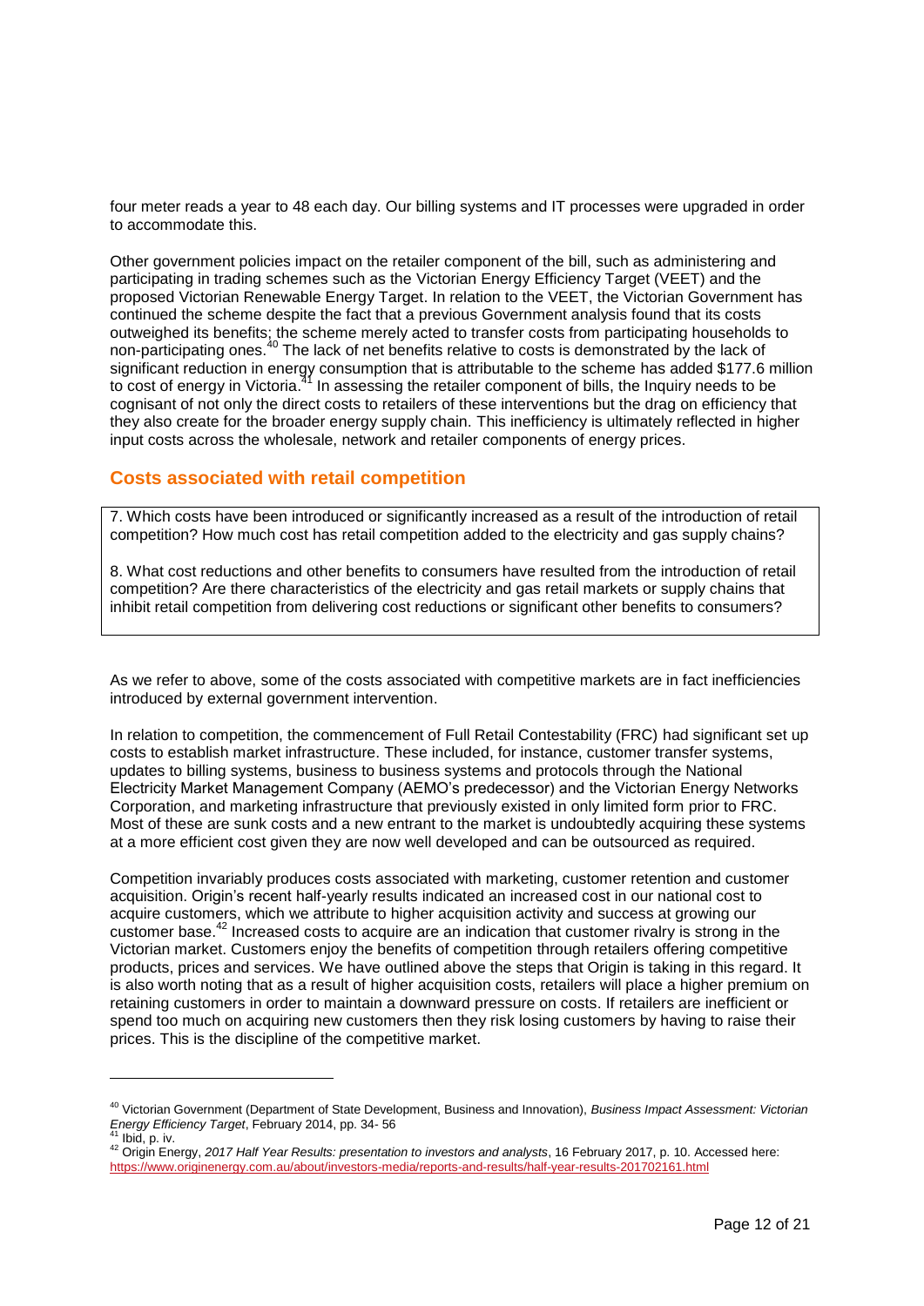four meter reads a year to 48 each day. Our billing systems and IT processes were upgraded in order to accommodate this.

Other government policies impact on the retailer component of the bill, such as administering and participating in trading schemes such as the Victorian Energy Efficiency Target (VEET) and the proposed Victorian Renewable Energy Target. In relation to the VEET, the Victorian Government has continued the scheme despite the fact that a previous Government analysis found that its costs outweighed its benefits; the scheme merely acted to transfer costs from participating households to non-participating ones.[40] The lack of net benefits relative to costs is demonstrated by the lack of significant reduction in energy consumption that is attributable to the scheme has added $177.6 million to cost of energy in Victoria.[41] In assessing the retailer component of bills, the Inquiry needs to be cognisant of not only the direct costs to retailers of these interventions but the drag on efficiency that they also create for the broader energy supply chain. This inefficiency is ultimately reflected in higher input costs across the wholesale, network and retailer components of energy prices.

## Costs associated with retail competition

> 7. Which costs have been introduced or significantly increased as a result of the introduction of retail competition? How much cost has retail competition added to the electricity and gas supply chains?
>
> 8. What cost reductions and other benefits to consumers have resulted from the introduction of retail competition? Are there characteristics of the electricity and gas retail markets or supply chains that inhibit retail competition from delivering cost reductions or significant other benefits to consumers?

As we refer to above, some of the costs associated with competitive markets are in fact inefficiencies introduced by external government intervention.

In relation to competition, the commencement of Full Retail Contestability (FRC) had significant set up costs to establish market infrastructure. These included, for instance, customer transfer systems, updates to billing systems, business to business systems and protocols through the National Electricity Market Management Company (AEMO's predecessor) and the Victorian Energy Networks Corporation, and marketing infrastructure that previously existed in only limited form prior to FRC. Most of these are sunk costs and a new entrant to the market is undoubtedly acquiring these systems at a more efficient cost given they are now well developed and can be outsourced as required.

Competition invariably produces costs associated with marketing, customer retention and customer acquisition. Origin's recent half-yearly results indicated an increased cost in our national cost to acquire customers, which we attribute to higher acquisition activity and success at growing our customer base.[42] Increased costs to acquire are an indication that customer rivalry is strong in the Victorian market. Customers enjoy the benefits of competition through retailers offering competitive products, prices and services. We have outlined above the steps that Origin is taking in this regard. It is also worth noting that as a result of higher acquisition costs, retailers will place a higher premium on retaining customers in order to maintain a downward pressure on costs. If retailers are inefficient or spend too much on acquiring new customers then they risk losing customers by having to raise their prices. This is the discipline of the competitive market.

---

[40] Victorian Government (Department of State Development, Business and Innovation), *Business Impact Assessment: Victorian Energy Efficiency Target*, February 2014, pp. 34- 56

[41] Ibid, p. iv.

[42] Origin Energy, *2017 Half Year Results: presentation to investors and analysts*, 16 February 2017, p. 10. Accessed here: https://www.originenergy.com.au/about/investors-media/reports-and-results/half-year-results-201702161.html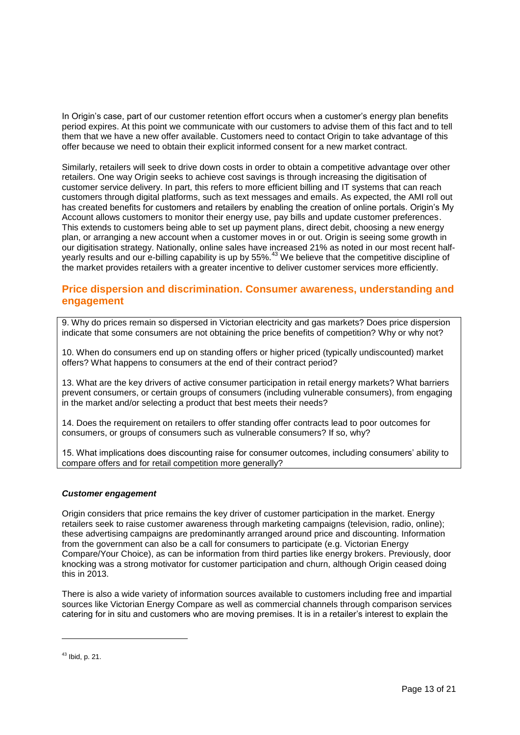In Origin's case, part of our customer retention effort occurs when a customer's energy plan benefits period expires. At this point we communicate with our customers to advise them of this fact and to tell them that we have a new offer available. Customers need to contact Origin to take advantage of this offer because we need to obtain their explicit informed consent for a new market contract.

Similarly, retailers will seek to drive down costs in order to obtain a competitive advantage over other retailers. One way Origin seeks to achieve cost savings is through increasing the digitisation of customer service delivery. In part, this refers to more efficient billing and IT systems that can reach customers through digital platforms, such as text messages and emails. As expected, the AMI roll out has created benefits for customers and retailers by enabling the creation of online portals. Origin's My Account allows customers to monitor their energy use, pay bills and update customer preferences. This extends to customers being able to set up payment plans, direct debit, choosing a new energy plan, or arranging a new account when a customer moves in or out. Origin is seeing some growth in our digitisation strategy. Nationally, online sales have increased 21% as noted in our most recent half-yearly results and our e-billing capability is up by 55%.[43] We believe that the competitive discipline of the market provides retailers with a greater incentive to deliver customer services more efficiently.

## Price dispersion and discrimination. Consumer awareness, understanding and engagement

9. Why do prices remain so dispersed in Victorian electricity and gas markets? Does price dispersion indicate that some consumers are not obtaining the price benefits of competition? Why or why not?

10. When do consumers end up on standing offers or higher priced (typically undiscounted) market offers? What happens to consumers at the end of their contract period?

13. What are the key drivers of active consumer participation in retail energy markets? What barriers prevent consumers, or certain groups of consumers (including vulnerable consumers), from engaging in the market and/or selecting a product that best meets their needs?

14. Does the requirement on retailers to offer standing offer contracts lead to poor outcomes for consumers, or groups of consumers such as vulnerable consumers? If so, why?

15. What implications does discounting raise for consumer outcomes, including consumers' ability to compare offers and for retail competition more generally?

### ***Customer engagement***

Origin considers that price remains the key driver of customer participation in the market. Energy retailers seek to raise customer awareness through marketing campaigns (television, radio, online); these advertising campaigns are predominantly arranged around price and discounting. Information from the government can also be a call for consumers to participate (e.g. Victorian Energy Compare/Your Choice), as can be information from third parties like energy brokers. Previously, door knocking was a strong motivator for customer participation and churn, although Origin ceased doing this in 2013.

There is also a wide variety of information sources available to customers including free and impartial sources like Victorian Energy Compare as well as commercial channels through comparison services catering for in situ and customers who are moving premises. It is in a retailer's interest to explain the

[43] Ibid, p. 21.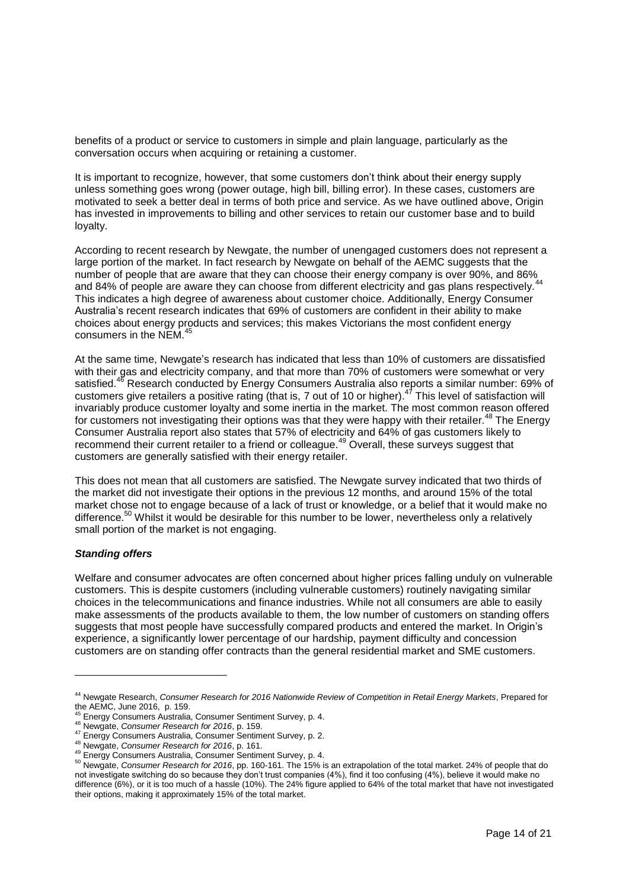benefits of a product or service to customers in simple and plain language, particularly as the conversation occurs when acquiring or retaining a customer.

It is important to recognize, however, that some customers don't think about their energy supply unless something goes wrong (power outage, high bill, billing error). In these cases, customers are motivated to seek a better deal in terms of both price and service. As we have outlined above, Origin has invested in improvements to billing and other services to retain our customer base and to build loyalty.

According to recent research by Newgate, the number of unengaged customers does not represent a large portion of the market. In fact research by Newgate on behalf of the AEMC suggests that the number of people that are aware that they can choose their energy company is over 90%, and 86% and 84% of people are aware they can choose from different electricity and gas plans respectively.[44] This indicates a high degree of awareness about customer choice. Additionally, Energy Consumer Australia's recent research indicates that 69% of customers are confident in their ability to make choices about energy products and services; this makes Victorians the most confident energy consumers in the NEM.[45]

At the same time, Newgate's research has indicated that less than 10% of customers are dissatisfied with their gas and electricity company, and that more than 70% of customers were somewhat or very satisfied.[46] Research conducted by Energy Consumers Australia also reports a similar number: 69% of customers give retailers a positive rating (that is, 7 out of 10 or higher).[47] This level of satisfaction will invariably produce customer loyalty and some inertia in the market. The most common reason offered for customers not investigating their options was that they were happy with their retailer.[48] The Energy Consumer Australia report also states that 57% of electricity and 64% of gas customers likely to recommend their current retailer to a friend or colleague.[49] Overall, these surveys suggest that customers are generally satisfied with their energy retailer.

This does not mean that all customers are satisfied. The Newgate survey indicated that two thirds of the market did not investigate their options in the previous 12 months, and around 15% of the total market chose not to engage because of a lack of trust or knowledge, or a belief that it would make no difference.[50] Whilst it would be desirable for this number to be lower, nevertheless only a relatively small portion of the market is not engaging.

***Standing offers***

Welfare and consumer advocates are often concerned about higher prices falling unduly on vulnerable customers. This is despite customers (including vulnerable customers) routinely navigating similar choices in the telecommunications and finance industries. While not all consumers are able to easily make assessments of the products available to them, the low number of customers on standing offers suggests that most people have successfully compared products and entered the market. In Origin's experience, a significantly lower percentage of our hardship, payment difficulty and concession customers are on standing offer contracts than the general residential market and SME customers.

---

[44] Newgate Research, *Consumer Research for 2016 Nationwide Review of Competition in Retail Energy Markets*, Prepared for the AEMC, June 2016, p. 159.

[45] Energy Consumers Australia, Consumer Sentiment Survey, p. 4.

[46] Newgate, *Consumer Research for 2016*, p. 159.

[47] Energy Consumers Australia, Consumer Sentiment Survey, p. 2.

[48] Newgate, *Consumer Research for 2016*, p. 161.

[49] Energy Consumers Australia, Consumer Sentiment Survey, p. 4.

[50] Newgate, *Consumer Research for 2016*, pp. 160-161. The 15% is an extrapolation of the total market. 24% of people that do not investigate switching do so because they don't trust companies (4%), find it too confusing (4%), believe it would make no difference (6%), or it is too much of a hassle (10%). The 24% figure applied to 64% of the total market that have not investigated their options, making it approximately 15% of the total market.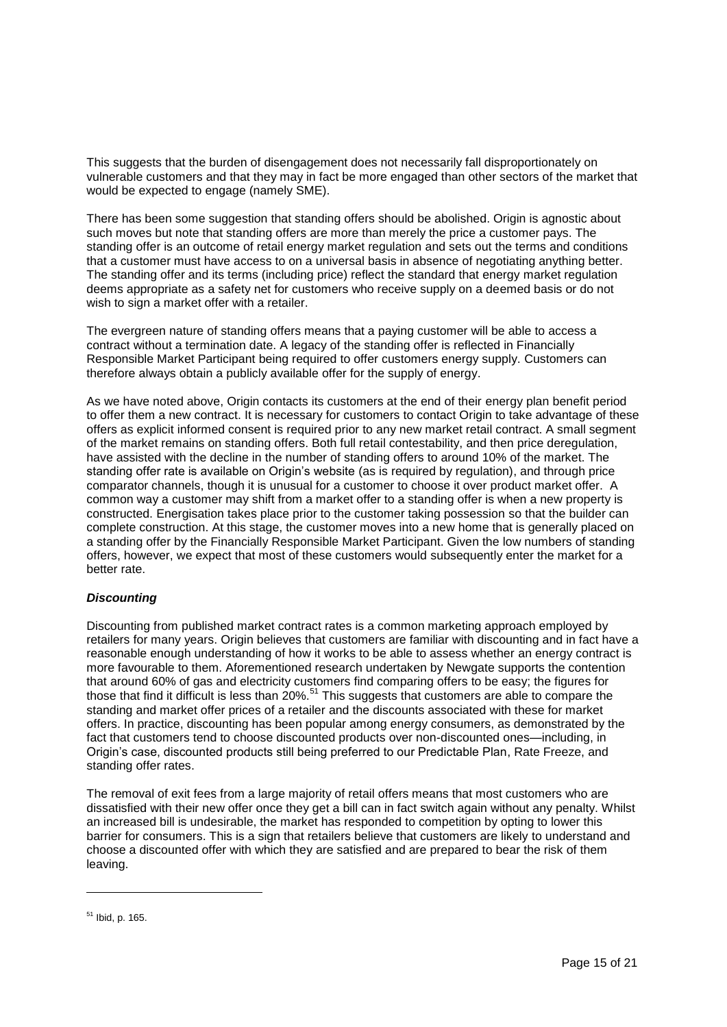This suggests that the burden of disengagement does not necessarily fall disproportionately on vulnerable customers and that they may in fact be more engaged than other sectors of the market that would be expected to engage (namely SME).

There has been some suggestion that standing offers should be abolished. Origin is agnostic about such moves but note that standing offers are more than merely the price a customer pays. The standing offer is an outcome of retail energy market regulation and sets out the terms and conditions that a customer must have access to on a universal basis in absence of negotiating anything better. The standing offer and its terms (including price) reflect the standard that energy market regulation deems appropriate as a safety net for customers who receive supply on a deemed basis or do not wish to sign a market offer with a retailer.

The evergreen nature of standing offers means that a paying customer will be able to access a contract without a termination date. A legacy of the standing offer is reflected in Financially Responsible Market Participant being required to offer customers energy supply. Customers can therefore always obtain a publicly available offer for the supply of energy.

As we have noted above, Origin contacts its customers at the end of their energy plan benefit period to offer them a new contract. It is necessary for customers to contact Origin to take advantage of these offers as explicit informed consent is required prior to any new market retail contract. A small segment of the market remains on standing offers. Both full retail contestability, and then price deregulation, have assisted with the decline in the number of standing offers to around 10% of the market. The standing offer rate is available on Origin's website (as is required by regulation), and through price comparator channels, though it is unusual for a customer to choose it over product market offer. A common way a customer may shift from a market offer to a standing offer is when a new property is constructed. Energisation takes place prior to the customer taking possession so that the builder can complete construction. At this stage, the customer moves into a new home that is generally placed on a standing offer by the Financially Responsible Market Participant. Given the low numbers of standing offers, however, we expect that most of these customers would subsequently enter the market for a better rate.

***Discounting***

Discounting from published market contract rates is a common marketing approach employed by retailers for many years. Origin believes that customers are familiar with discounting and in fact have a reasonable enough understanding of how it works to be able to assess whether an energy contract is more favourable to them. Aforementioned research undertaken by Newgate supports the contention that around 60% of gas and electricity customers find comparing offers to be easy; the figures for those that find it difficult is less than 20%.[51] This suggests that customers are able to compare the standing and market offer prices of a retailer and the discounts associated with these for market offers. In practice, discounting has been popular among energy consumers, as demonstrated by the fact that customers tend to choose discounted products over non-discounted ones—including, in Origin's case, discounted products still being preferred to our Predictable Plan, Rate Freeze, and standing offer rates.

The removal of exit fees from a large majority of retail offers means that most customers who are dissatisfied with their new offer once they get a bill can in fact switch again without any penalty. Whilst an increased bill is undesirable, the market has responded to competition by opting to lower this barrier for consumers. This is a sign that retailers believe that customers are likely to understand and choose a discounted offer with which they are satisfied and are prepared to bear the risk of them leaving.

---

[51] Ibid, p. 165.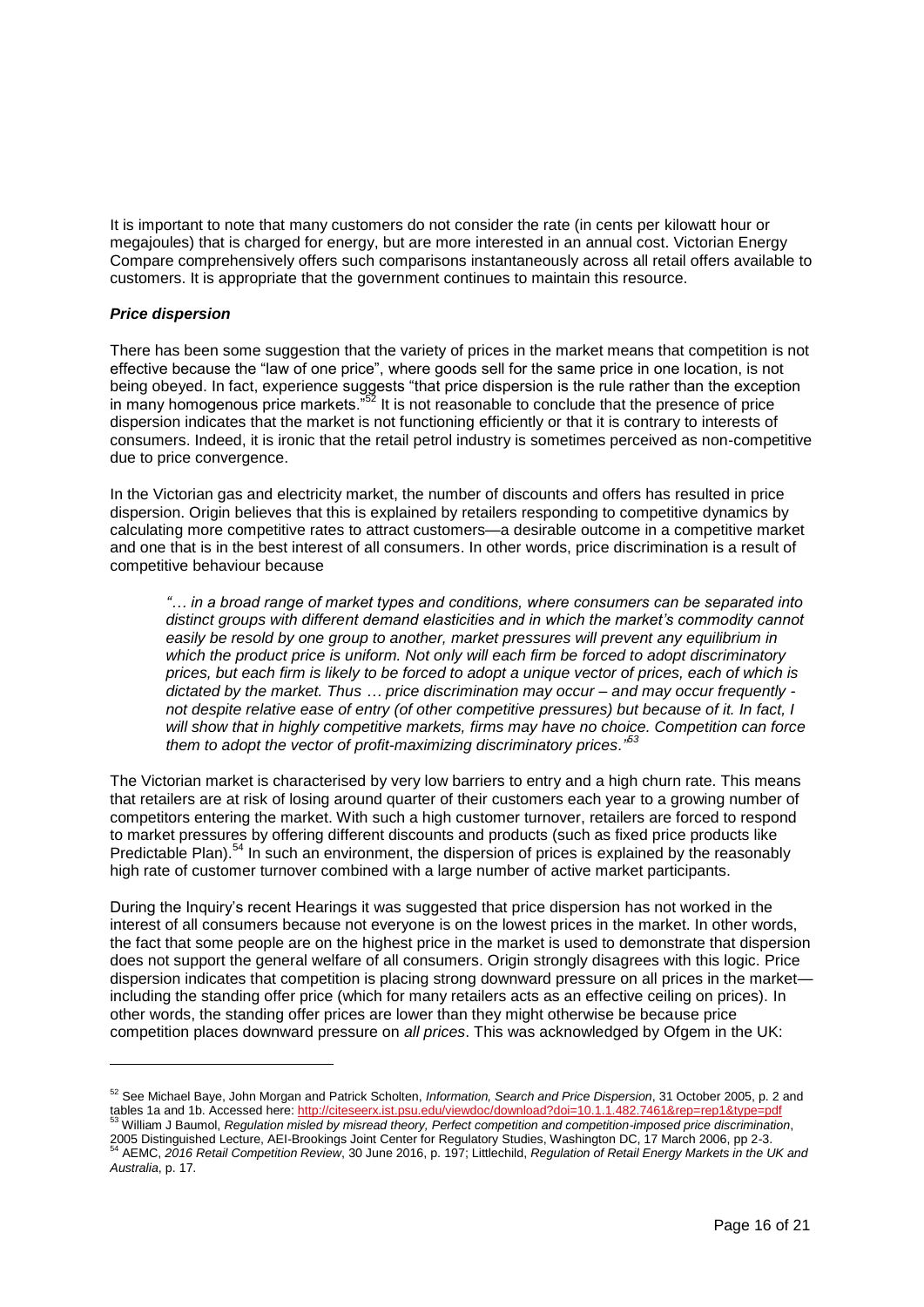It is important to note that many customers do not consider the rate (in cents per kilowatt hour or megajoules) that is charged for energy, but are more interested in an annual cost. Victorian Energy Compare comprehensively offers such comparisons instantaneously across all retail offers available to customers. It is appropriate that the government continues to maintain this resource.

### *Price dispersion*

There has been some suggestion that the variety of prices in the market means that competition is not effective because the "law of one price", where goods sell for the same price in one location, is not being obeyed. In fact, experience suggests "that price dispersion is the rule rather than the exception in many homogenous price markets."[52] It is not reasonable to conclude that the presence of price dispersion indicates that the market is not functioning efficiently or that it is contrary to interests of consumers. Indeed, it is ironic that the retail petrol industry is sometimes perceived as non-competitive due to price convergence.

In the Victorian gas and electricity market, the number of discounts and offers has resulted in price dispersion. Origin believes that this is explained by retailers responding to competitive dynamics by calculating more competitive rates to attract customers—a desirable outcome in a competitive market and one that is in the best interest of all consumers. In other words, price discrimination is a result of competitive behaviour because

> *"… in a broad range of market types and conditions, where consumers can be separated into distinct groups with different demand elasticities and in which the market's commodity cannot easily be resold by one group to another, market pressures will prevent any equilibrium in which the product price is uniform. Not only will each firm be forced to adopt discriminatory prices, but each firm is likely to be forced to adopt a unique vector of prices, each of which is dictated by the market. Thus … price discrimination may occur – and may occur frequently - not despite relative ease of entry (of other competitive pressures) but because of it. In fact, I will show that in highly competitive markets, firms may have no choice. Competition can force them to adopt the vector of profit-maximizing discriminatory prices."*[53]

The Victorian market is characterised by very low barriers to entry and a high churn rate. This means that retailers are at risk of losing around quarter of their customers each year to a growing number of competitors entering the market. With such a high customer turnover, retailers are forced to respond to market pressures by offering different discounts and products (such as fixed price products like Predictable Plan).[54] In such an environment, the dispersion of prices is explained by the reasonably high rate of customer turnover combined with a large number of active market participants.

During the Inquiry's recent Hearings it was suggested that price dispersion has not worked in the interest of all consumers because not everyone is on the lowest prices in the market. In other words, the fact that some people are on the highest price in the market is used to demonstrate that dispersion does not support the general welfare of all consumers. Origin strongly disagrees with this logic. Price dispersion indicates that competition is placing strong downward pressure on all prices in the market—including the standing offer price (which for many retailers acts as an effective ceiling on prices). In other words, the standing offer prices are lower than they might otherwise be because price competition places downward pressure on *all prices*. This was acknowledged by Ofgem in the UK:

---

[52] See Michael Baye, John Morgan and Patrick Scholten, *Information, Search and Price Dispersion*, 31 October 2005, p. 2 and tables 1a and 1b. Accessed here: http://citeseerx.ist.psu.edu/viewdoc/download?doi=10.1.1.482.7461&rep=rep1&type=pdf

[53] William J Baumol, *Regulation misled by misread theory, Perfect competition and competition-imposed price discrimination*, 2005 Distinguished Lecture, AEI-Brookings Joint Center for Regulatory Studies, Washington DC, 17 March 2006, pp 2-3.

[54] AEMC, *2016 Retail Competition Review*, 30 June 2016, p. 197; Littlechild, *Regulation of Retail Energy Markets in the UK and Australia*, p. 17.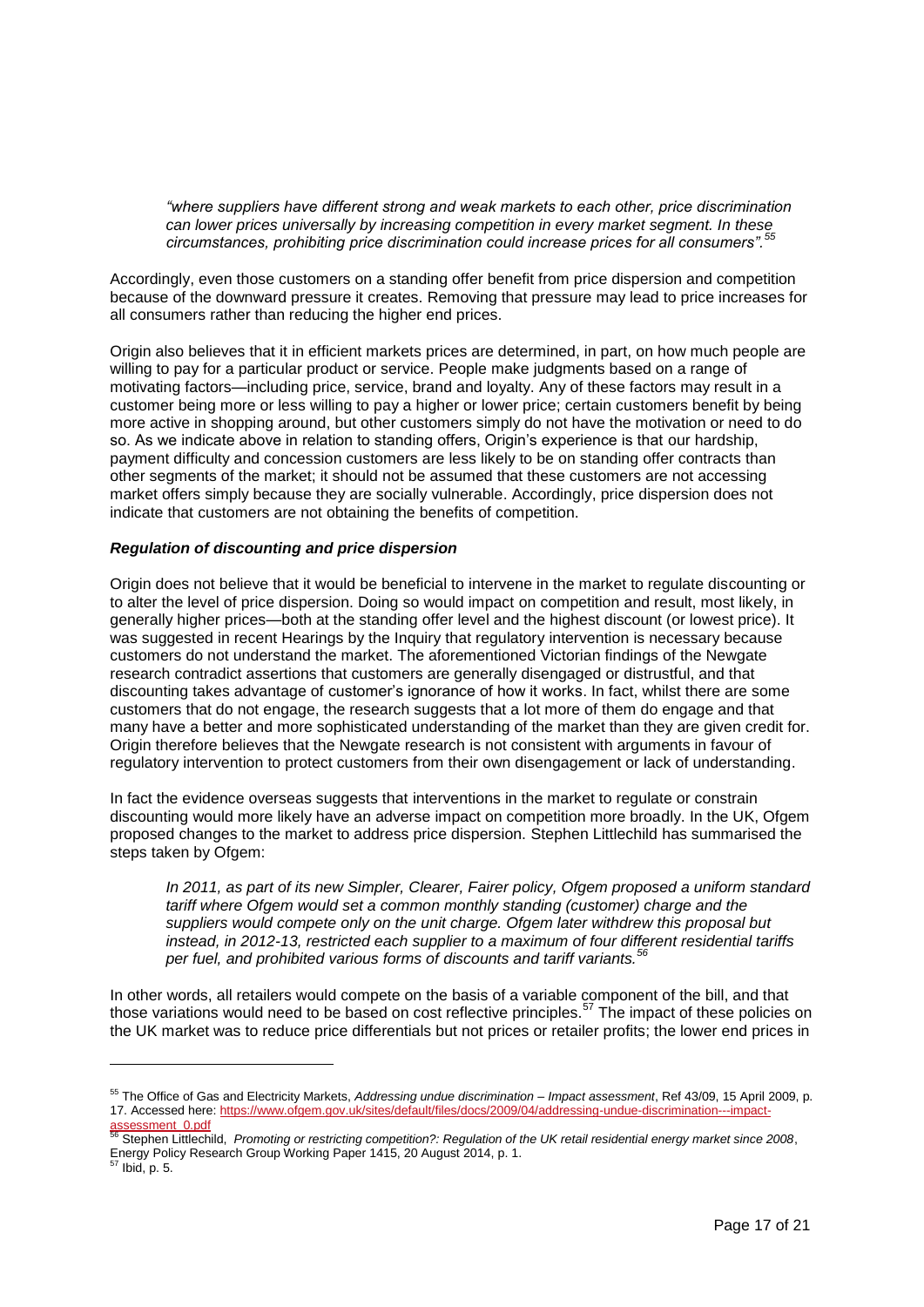> *"where suppliers have different strong and weak markets to each other, price discrimination can lower prices universally by increasing competition in every market segment. In these circumstances, prohibiting price discrimination could increase prices for all consumers".*[55]

Accordingly, even those customers on a standing offer benefit from price dispersion and competition because of the downward pressure it creates. Removing that pressure may lead to price increases for all consumers rather than reducing the higher end prices.

Origin also believes that it in efficient markets prices are determined, in part, on how much people are willing to pay for a particular product or service. People make judgments based on a range of motivating factors—including price, service, brand and loyalty. Any of these factors may result in a customer being more or less willing to pay a higher or lower price; certain customers benefit by being more active in shopping around, but other customers simply do not have the motivation or need to do so. As we indicate above in relation to standing offers, Origin's experience is that our hardship, payment difficulty and concession customers are less likely to be on standing offer contracts than other segments of the market; it should not be assumed that these customers are not accessing market offers simply because they are socially vulnerable. Accordingly, price dispersion does not indicate that customers are not obtaining the benefits of competition.

***Regulation of discounting and price dispersion***

Origin does not believe that it would be beneficial to intervene in the market to regulate discounting or to alter the level of price dispersion. Doing so would impact on competition and result, most likely, in generally higher prices—both at the standing offer level and the highest discount (or lowest price). It was suggested in recent Hearings by the Inquiry that regulatory intervention is necessary because customers do not understand the market. The aforementioned Victorian findings of the Newgate research contradict assertions that customers are generally disengaged or distrustful, and that discounting takes advantage of customer's ignorance of how it works. In fact, whilst there are some customers that do not engage, the research suggests that a lot more of them do engage and that many have a better and more sophisticated understanding of the market than they are given credit for. Origin therefore believes that the Newgate research is not consistent with arguments in favour of regulatory intervention to protect customers from their own disengagement or lack of understanding.

In fact the evidence overseas suggests that interventions in the market to regulate or constrain discounting would more likely have an adverse impact on competition more broadly. In the UK, Ofgem proposed changes to the market to address price dispersion. Stephen Littlechild has summarised the steps taken by Ofgem:

> *In 2011, as part of its new Simpler, Clearer, Fairer policy, Ofgem proposed a uniform standard tariff where Ofgem would set a common monthly standing (customer) charge and the suppliers would compete only on the unit charge. Ofgem later withdrew this proposal but instead, in 2012-13, restricted each supplier to a maximum of four different residential tariffs per fuel, and prohibited various forms of discounts and tariff variants.*[56]

In other words, all retailers would compete on the basis of a variable component of the bill, and that those variations would need to be based on cost reflective principles.[57] The impact of these policies on the UK market was to reduce price differentials but not prices or retailer profits; the lower end prices in

---

[55] The Office of Gas and Electricity Markets, *Addressing undue discrimination – Impact assessment*, Ref 43/09, 15 April 2009, p. 17. Accessed here: https://www.ofgem.gov.uk/sites/default/files/docs/2009/04/addressing-undue-discrimination---impact-assessment_0.pdf

[56] Stephen Littlechild, *Promoting or restricting competition?: Regulation of the UK retail residential energy market since 2008*, Energy Policy Research Group Working Paper 1415, 20 August 2014, p. 1.

[57] Ibid, p. 5.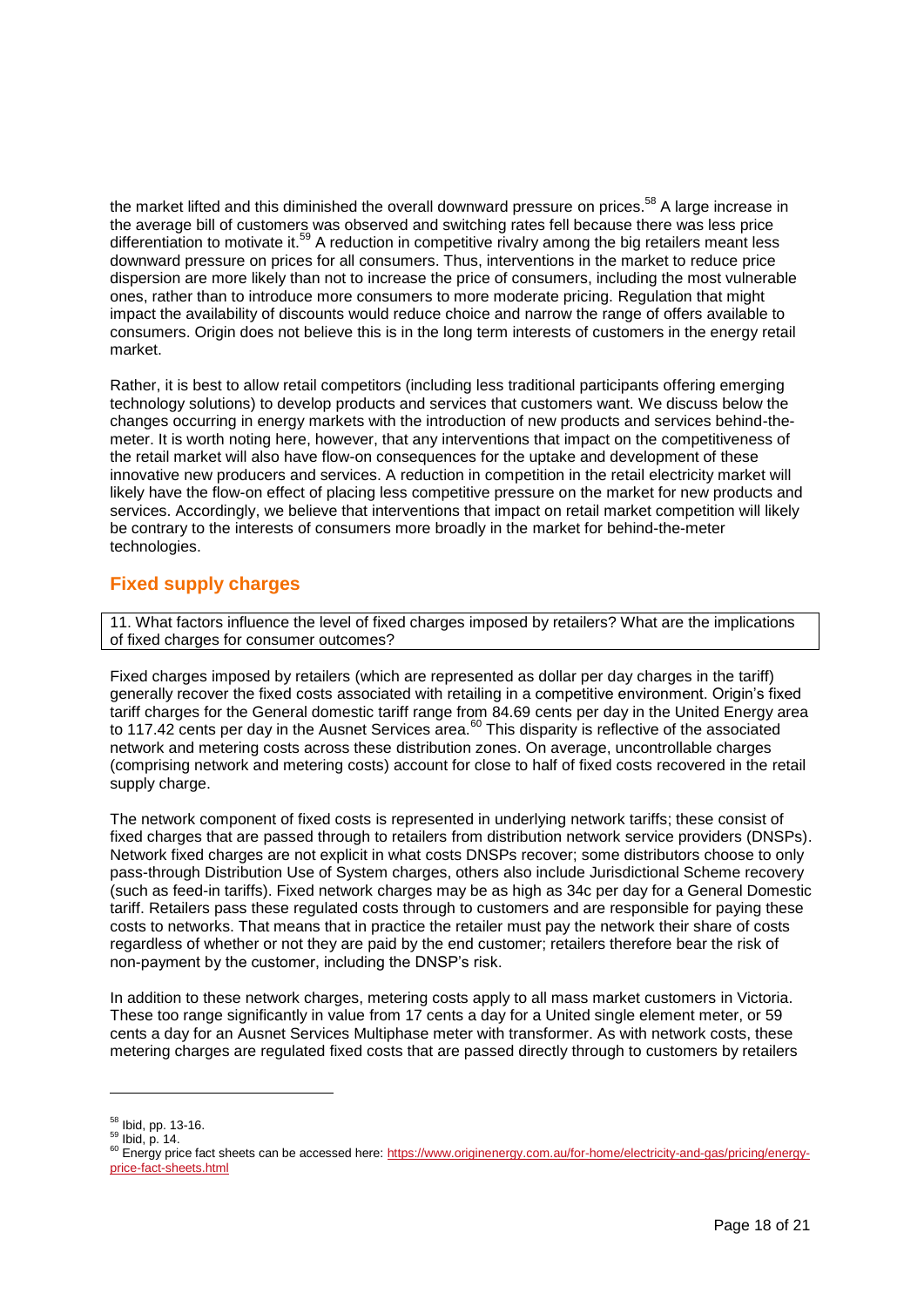the market lifted and this diminished the overall downward pressure on prices.[58] A large increase in the average bill of customers was observed and switching rates fell because there was less price differentiation to motivate it.[59] A reduction in competitive rivalry among the big retailers meant less downward pressure on prices for all consumers. Thus, interventions in the market to reduce price dispersion are more likely than not to increase the price of consumers, including the most vulnerable ones, rather than to introduce more consumers to more moderate pricing. Regulation that might impact the availability of discounts would reduce choice and narrow the range of offers available to consumers. Origin does not believe this is in the long term interests of customers in the energy retail market.

Rather, it is best to allow retail competitors (including less traditional participants offering emerging technology solutions) to develop products and services that customers want. We discuss below the changes occurring in energy markets with the introduction of new products and services behind-the-meter. It is worth noting here, however, that any interventions that impact on the competitiveness of the retail market will also have flow-on consequences for the uptake and development of these innovative new producers and services. A reduction in competition in the retail electricity market will likely have the flow-on effect of placing less competitive pressure on the market for new products and services. Accordingly, we believe that interventions that impact on retail market competition will likely be contrary to the interests of consumers more broadly in the market for behind-the-meter technologies.

## Fixed supply charges

> 11. What factors influence the level of fixed charges imposed by retailers? What are the implications of fixed charges for consumer outcomes?

Fixed charges imposed by retailers (which are represented as dollar per day charges in the tariff) generally recover the fixed costs associated with retailing in a competitive environment. Origin's fixed tariff charges for the General domestic tariff range from 84.69 cents per day in the United Energy area to 117.42 cents per day in the Ausnet Services area.[60] This disparity is reflective of the associated network and metering costs across these distribution zones. On average, uncontrollable charges (comprising network and metering costs) account for close to half of fixed costs recovered in the retail supply charge.

The network component of fixed costs is represented in underlying network tariffs; these consist of fixed charges that are passed through to retailers from distribution network service providers (DNSPs). Network fixed charges are not explicit in what costs DNSPs recover; some distributors choose to only pass-through Distribution Use of System charges, others also include Jurisdictional Scheme recovery (such as feed-in tariffs). Fixed network charges may be as high as 34c per day for a General Domestic tariff. Retailers pass these regulated costs through to customers and are responsible for paying these costs to networks. That means that in practice the retailer must pay the network their share of costs regardless of whether or not they are paid by the end customer; retailers therefore bear the risk of non-payment by the customer, including the DNSP's risk.

In addition to these network charges, metering costs apply to all mass market customers in Victoria. These too range significantly in value from 17 cents a day for a United single element meter, or 59 cents a day for an Ausnet Services Multiphase meter with transformer. As with network costs, these metering charges are regulated fixed costs that are passed directly through to customers by retailers

---

[58] Ibid, pp. 13-16.

[59] Ibid, p. 14.

[60] Energy price fact sheets can be accessed here: [https://www.originenergy.com.au/for-home/electricity-and-gas/pricing/energy-price-fact-sheets.html](https://www.originenergy.com.au/for-home/electricity-and-gas/pricing/energy-price-fact-sheets.html)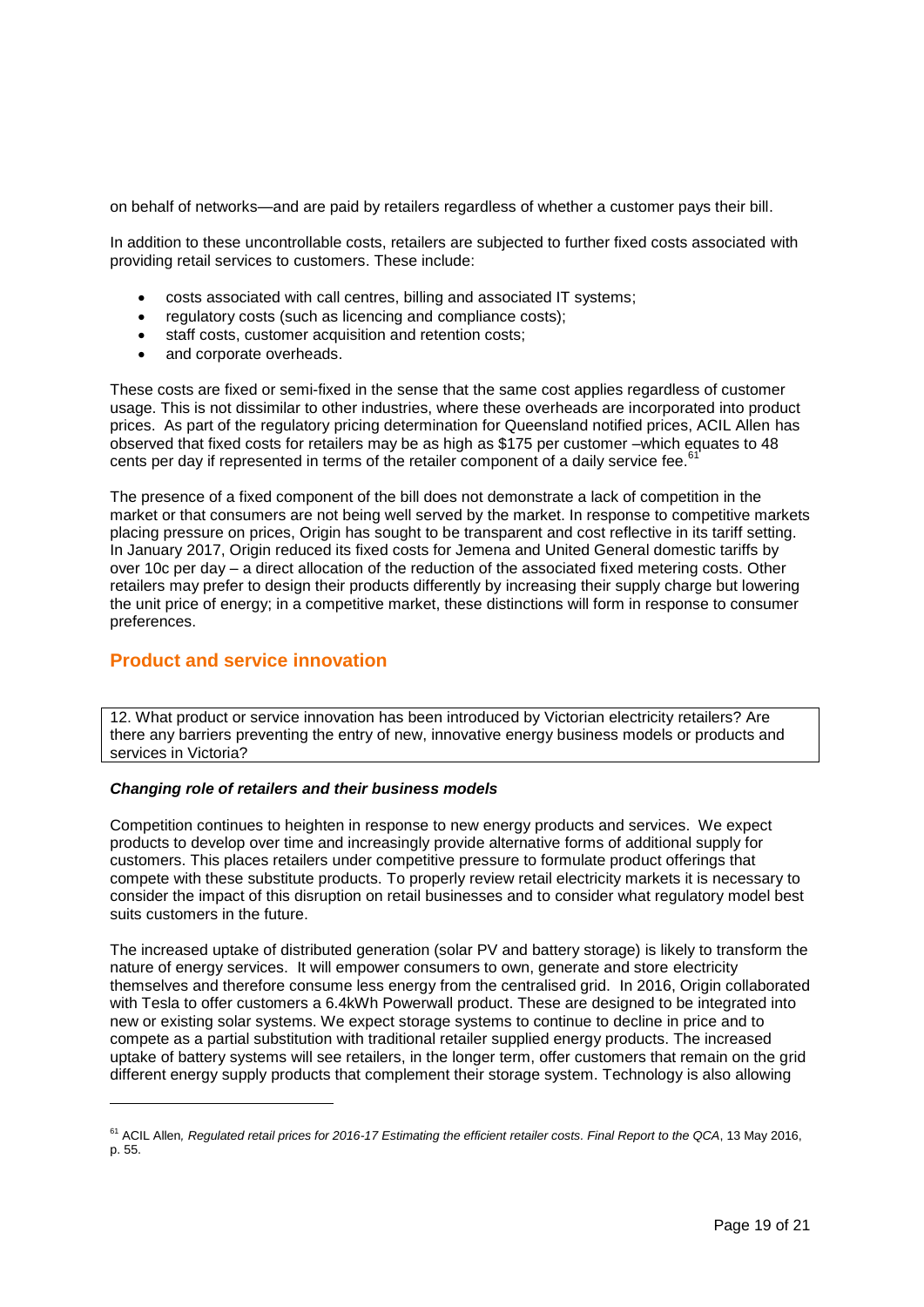on behalf of networks—and are paid by retailers regardless of whether a customer pays their bill.

In addition to these uncontrollable costs, retailers are subjected to further fixed costs associated with providing retail services to customers. These include:

- costs associated with call centres, billing and associated IT systems;
- regulatory costs (such as licencing and compliance costs);
- staff costs, customer acquisition and retention costs;
- and corporate overheads.

These costs are fixed or semi-fixed in the sense that the same cost applies regardless of customer usage. This is not dissimilar to other industries, where these overheads are incorporated into product prices. As part of the regulatory pricing determination for Queensland notified prices, ACIL Allen has observed that fixed costs for retailers may be as high as $175 per customer –which equates to 48 cents per day if represented in terms of the retailer component of a daily service fee.[61]

The presence of a fixed component of the bill does not demonstrate a lack of competition in the market or that consumers are not being well served by the market. In response to competitive markets placing pressure on prices, Origin has sought to be transparent and cost reflective in its tariff setting. In January 2017, Origin reduced its fixed costs for Jemena and United General domestic tariffs by over 10c per day – a direct allocation of the reduction of the associated fixed metering costs. Other retailers may prefer to design their products differently by increasing their supply charge but lowering the unit price of energy; in a competitive market, these distinctions will form in response to consumer preferences.

## Product and service innovation

> 12. What product or service innovation has been introduced by Victorian electricity retailers? Are there any barriers preventing the entry of new, innovative energy business models or products and services in Victoria?

### *Changing role of retailers and their business models*

Competition continues to heighten in response to new energy products and services. We expect products to develop over time and increasingly provide alternative forms of additional supply for customers. This places retailers under competitive pressure to formulate product offerings that compete with these substitute products. To properly review retail electricity markets it is necessary to consider the impact of this disruption on retail businesses and to consider what regulatory model best suits customers in the future.

The increased uptake of distributed generation (solar PV and battery storage) is likely to transform the nature of energy services. It will empower consumers to own, generate and store electricity themselves and therefore consume less energy from the centralised grid. In 2016, Origin collaborated with Tesla to offer customers a 6.4kWh Powerwall product. These are designed to be integrated into new or existing solar systems. We expect storage systems to continue to decline in price and to compete as a partial substitution with traditional retailer supplied energy products. The increased uptake of battery systems will see retailers, in the longer term, offer customers that remain on the grid different energy supply products that complement their storage system. Technology is also allowing

---

[61] ACIL Allen*, Regulated retail prices for 2016-17 Estimating the efficient retailer costs. Final Report to the QCA*, 13 May 2016, p. 55.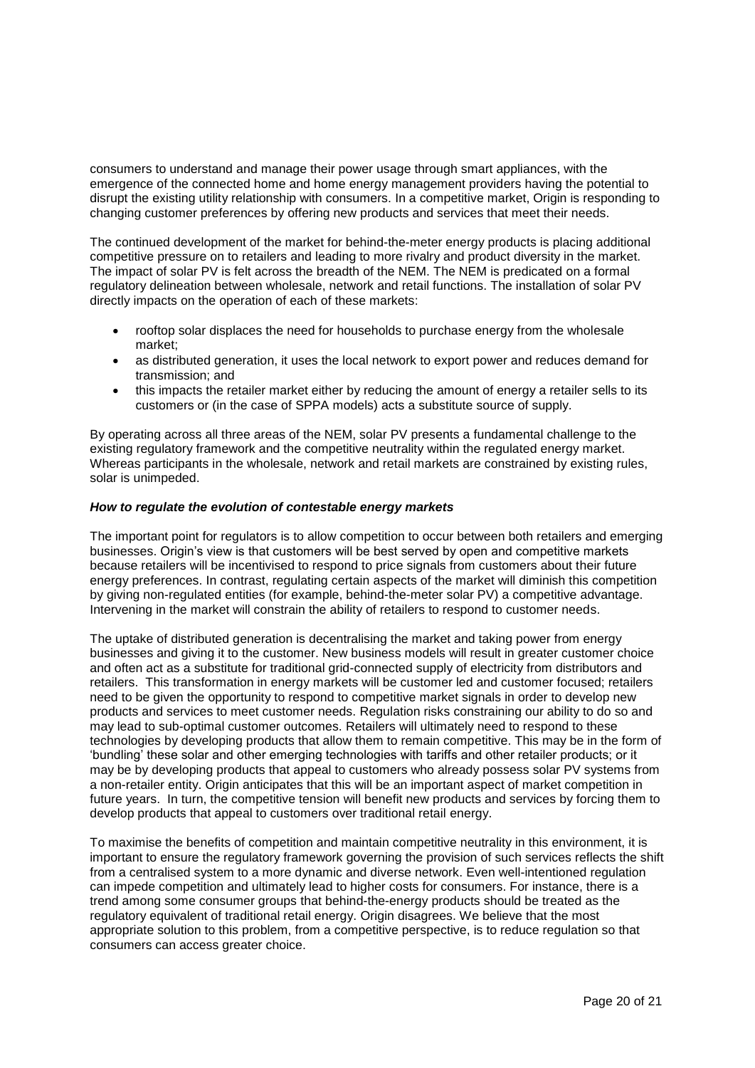consumers to understand and manage their power usage through smart appliances, with the emergence of the connected home and home energy management providers having the potential to disrupt the existing utility relationship with consumers. In a competitive market, Origin is responding to changing customer preferences by offering new products and services that meet their needs.

The continued development of the market for behind-the-meter energy products is placing additional competitive pressure on to retailers and leading to more rivalry and product diversity in the market. The impact of solar PV is felt across the breadth of the NEM. The NEM is predicated on a formal regulatory delineation between wholesale, network and retail functions. The installation of solar PV directly impacts on the operation of each of these markets:

- rooftop solar displaces the need for households to purchase energy from the wholesale market;
- as distributed generation, it uses the local network to export power and reduces demand for transmission; and
- this impacts the retailer market either by reducing the amount of energy a retailer sells to its customers or (in the case of SPPA models) acts a substitute source of supply.

By operating across all three areas of the NEM, solar PV presents a fundamental challenge to the existing regulatory framework and the competitive neutrality within the regulated energy market. Whereas participants in the wholesale, network and retail markets are constrained by existing rules, solar is unimpeded.

***How to regulate the evolution of contestable energy markets***

The important point for regulators is to allow competition to occur between both retailers and emerging businesses. Origin's view is that customers will be best served by open and competitive markets because retailers will be incentivised to respond to price signals from customers about their future energy preferences. In contrast, regulating certain aspects of the market will diminish this competition by giving non-regulated entities (for example, behind-the-meter solar PV) a competitive advantage. Intervening in the market will constrain the ability of retailers to respond to customer needs.

The uptake of distributed generation is decentralising the market and taking power from energy businesses and giving it to the customer. New business models will result in greater customer choice and often act as a substitute for traditional grid-connected supply of electricity from distributors and retailers. This transformation in energy markets will be customer led and customer focused; retailers need to be given the opportunity to respond to competitive market signals in order to develop new products and services to meet customer needs. Regulation risks constraining our ability to do so and may lead to sub-optimal customer outcomes. Retailers will ultimately need to respond to these technologies by developing products that allow them to remain competitive. This may be in the form of 'bundling' these solar and other emerging technologies with tariffs and other retailer products; or it may be by developing products that appeal to customers who already possess solar PV systems from a non-retailer entity. Origin anticipates that this will be an important aspect of market competition in future years. In turn, the competitive tension will benefit new products and services by forcing them to develop products that appeal to customers over traditional retail energy.

To maximise the benefits of competition and maintain competitive neutrality in this environment, it is important to ensure the regulatory framework governing the provision of such services reflects the shift from a centralised system to a more dynamic and diverse network. Even well-intentioned regulation can impede competition and ultimately lead to higher costs for consumers. For instance, there is a trend among some consumer groups that behind-the-energy products should be treated as the regulatory equivalent of traditional retail energy. Origin disagrees. We believe that the most appropriate solution to this problem, from a competitive perspective, is to reduce regulation so that consumers can access greater choice.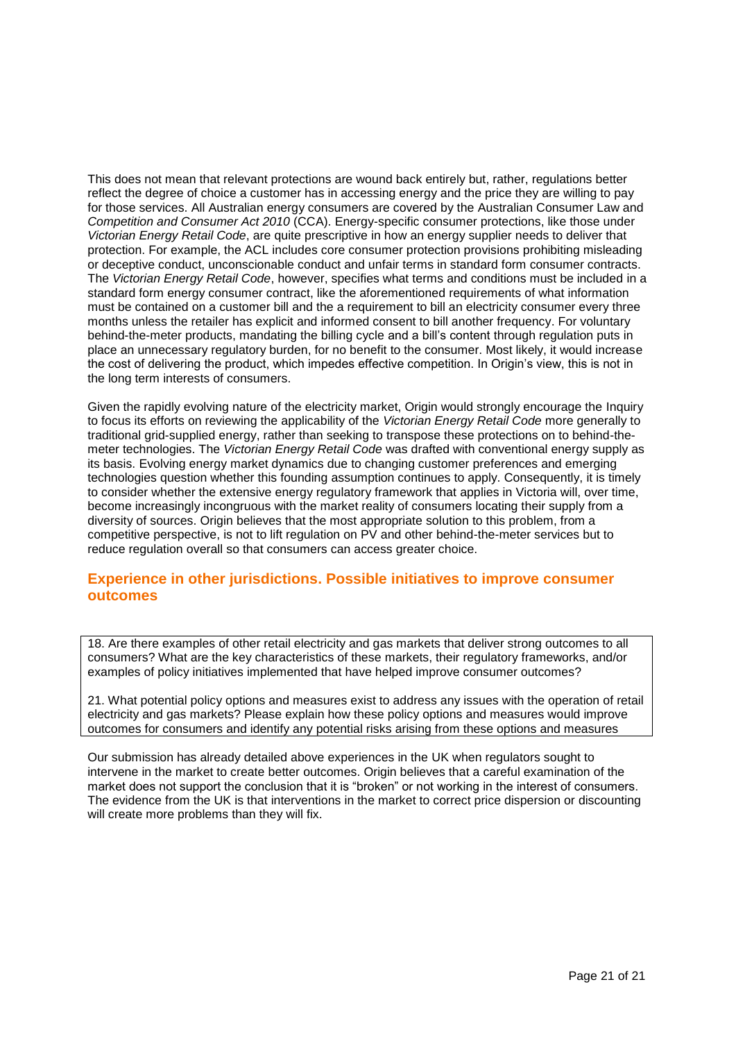This does not mean that relevant protections are wound back entirely but, rather, regulations better reflect the degree of choice a customer has in accessing energy and the price they are willing to pay for those services. All Australian energy consumers are covered by the Australian Consumer Law and *Competition and Consumer Act 2010* (CCA). Energy-specific consumer protections, like those under *Victorian Energy Retail Code*, are quite prescriptive in how an energy supplier needs to deliver that protection. For example, the ACL includes core consumer protection provisions prohibiting misleading or deceptive conduct, unconscionable conduct and unfair terms in standard form consumer contracts. The *Victorian Energy Retail Code*, however, specifies what terms and conditions must be included in a standard form energy consumer contract, like the aforementioned requirements of what information must be contained on a customer bill and the a requirement to bill an electricity consumer every three months unless the retailer has explicit and informed consent to bill another frequency. For voluntary behind-the-meter products, mandating the billing cycle and a bill's content through regulation puts in place an unnecessary regulatory burden, for no benefit to the consumer. Most likely, it would increase the cost of delivering the product, which impedes effective competition. In Origin's view, this is not in the long term interests of consumers.

Given the rapidly evolving nature of the electricity market, Origin would strongly encourage the Inquiry to focus its efforts on reviewing the applicability of the *Victorian Energy Retail Code* more generally to traditional grid-supplied energy, rather than seeking to transpose these protections on to behind-the-meter technologies. The *Victorian Energy Retail Code* was drafted with conventional energy supply as its basis. Evolving energy market dynamics due to changing customer preferences and emerging technologies question whether this founding assumption continues to apply. Consequently, it is timely to consider whether the extensive energy regulatory framework that applies in Victoria will, over time, become increasingly incongruous with the market reality of consumers locating their supply from a diversity of sources. Origin believes that the most appropriate solution to this problem, from a competitive perspective, is not to lift regulation on PV and other behind-the-meter services but to reduce regulation overall so that consumers can access greater choice.

## Experience in other jurisdictions. Possible initiatives to improve consumer outcomes

18. Are there examples of other retail electricity and gas markets that deliver strong outcomes to all consumers? What are the key characteristics of these markets, their regulatory frameworks, and/or examples of policy initiatives implemented that have helped improve consumer outcomes?

21. What potential policy options and measures exist to address any issues with the operation of retail electricity and gas markets? Please explain how these policy options and measures would improve outcomes for consumers and identify any potential risks arising from these options and measures

Our submission has already detailed above experiences in the UK when regulators sought to intervene in the market to create better outcomes. Origin believes that a careful examination of the market does not support the conclusion that it is "broken" or not working in the interest of consumers. The evidence from the UK is that interventions in the market to correct price dispersion or discounting will create more problems than they will fix.